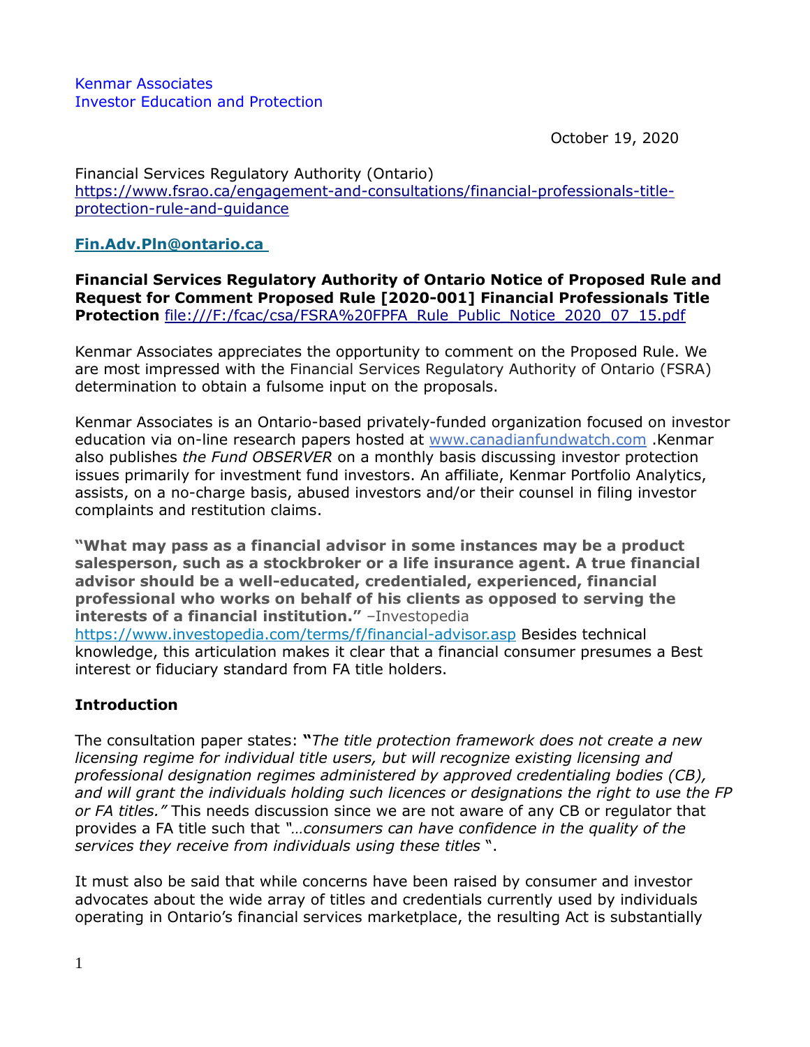Kenmar Associates
Investor Education and Protection

October 19, 2020

Financial Services Regulatory Authority (Ontario)
https://www.fsrao.ca/engagement-and-consultations/financial-professionals-title-protection-rule-and-guidance

**Fin.Adv.Pln@ontario.ca**

**Financial Services Regulatory Authority of Ontario Notice of Proposed Rule and Request for Comment Proposed Rule [2020-001] Financial Professionals Title Protection** file:///F:/fcac/csa/FSRA%20FPFA_Rule_Public_Notice_2020_07_15.pdf

Kenmar Associates appreciates the opportunity to comment on the Proposed Rule. We are most impressed with the Financial Services Regulatory Authority of Ontario (FSRA) determination to obtain a fulsome input on the proposals.

Kenmar Associates is an Ontario-based privately-funded organization focused on investor education via on-line research papers hosted at www.canadianfundwatch.com .Kenmar also publishes *the Fund OBSERVER* on a monthly basis discussing investor protection issues primarily for investment fund investors. An affiliate, Kenmar Portfolio Analytics, assists, on a no-charge basis, abused investors and/or their counsel in filing investor complaints and restitution claims.

**"What may pass as a financial advisor in some instances may be a product salesperson, such as a stockbroker or a life insurance agent. A true financial advisor should be a well-educated, credentialed, experienced, financial professional who works on behalf of his clients as opposed to serving the interests of a financial institution."** –Investopedia https://www.investopedia.com/terms/f/financial-advisor.asp Besides technical knowledge, this articulation makes it clear that a financial consumer presumes a Best interest or fiduciary standard from FA title holders.

**Introduction**

The consultation paper states: **"***The title protection framework does not create a new licensing regime for individual title users, but will recognize existing licensing and professional designation regimes administered by approved credentialing bodies (CB), and will grant the individuals holding such licences or designations the right to use the FP or FA titles."* This needs discussion since we are not aware of any CB or regulator that provides a FA title such that *"…consumers can have confidence in the quality of the services they receive from individuals using these titles* ".

It must also be said that while concerns have been raised by consumer and investor advocates about the wide array of titles and credentials currently used by individuals operating in Ontario's financial services marketplace, the resulting Act is substantially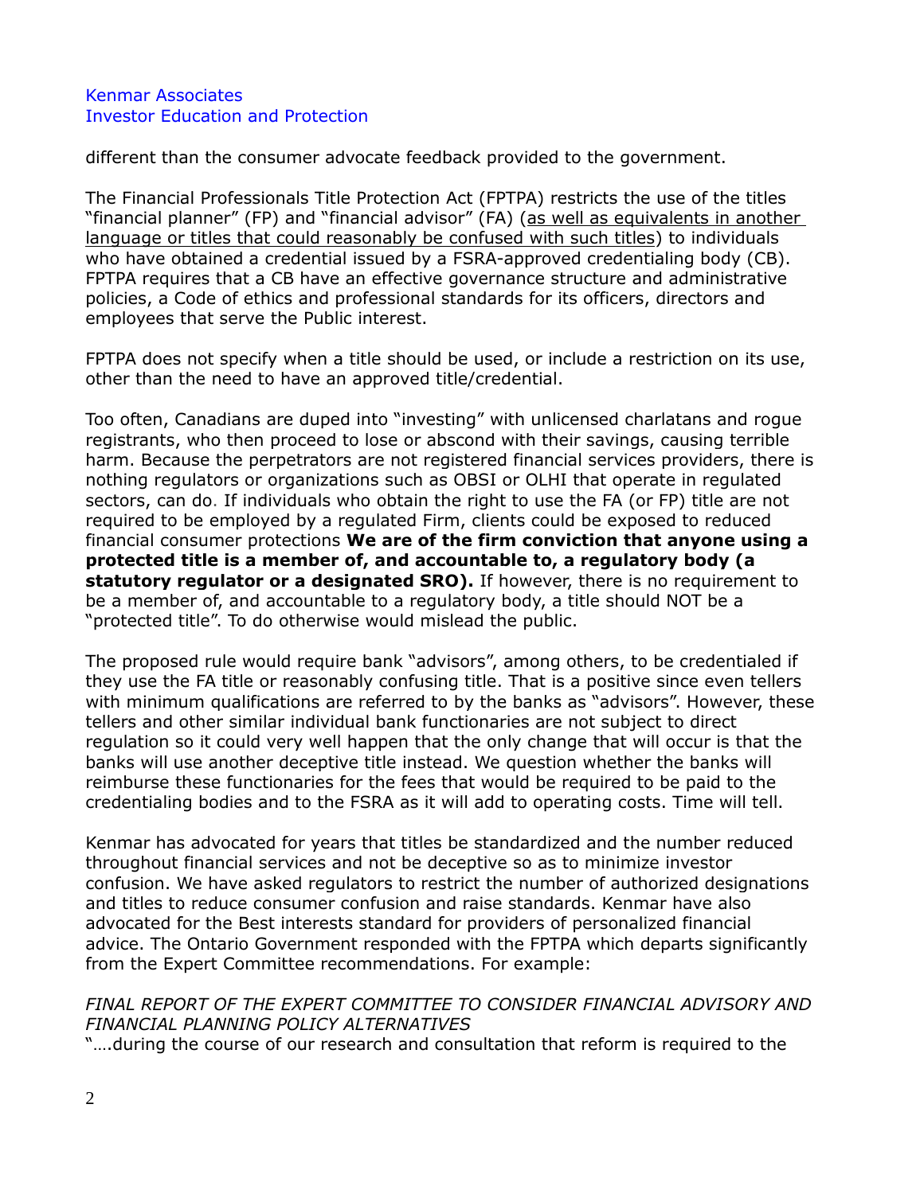different than the consumer advocate feedback provided to the government.

The Financial Professionals Title Protection Act (FPTPA) restricts the use of the titles "financial planner" (FP) and "financial advisor" (FA) (<u>as well as equivalents in another language or titles that could reasonably be confused with such titles</u>) to individuals who have obtained a credential issued by a FSRA-approved credentialing body (CB). FPTPA requires that a CB have an effective governance structure and administrative policies, a Code of ethics and professional standards for its officers, directors and employees that serve the Public interest.

FPTPA does not specify when a title should be used, or include a restriction on its use, other than the need to have an approved title/credential.

Too often, Canadians are duped into "investing" with unlicensed charlatans and rogue registrants, who then proceed to lose or abscond with their savings, causing terrible harm. Because the perpetrators are not registered financial services providers, there is nothing regulators or organizations such as OBSI or OLHI that operate in regulated sectors, can do. If individuals who obtain the right to use the FA (or FP) title are not required to be employed by a regulated Firm, clients could be exposed to reduced financial consumer protections **We are of the firm conviction that anyone using a protected title is a member of, and accountable to, a regulatory body (a statutory regulator or a designated SRO).** If however, there is no requirement to be a member of, and accountable to a regulatory body, a title should NOT be a "protected title". To do otherwise would mislead the public.

The proposed rule would require bank "advisors", among others, to be credentialed if they use the FA title or reasonably confusing title. That is a positive since even tellers with minimum qualifications are referred to by the banks as "advisors". However, these tellers and other similar individual bank functionaries are not subject to direct regulation so it could very well happen that the only change that will occur is that the banks will use another deceptive title instead. We question whether the banks will reimburse these functionaries for the fees that would be required to be paid to the credentialing bodies and to the FSRA as it will add to operating costs. Time will tell.

Kenmar has advocated for years that titles be standardized and the number reduced throughout financial services and not be deceptive so as to minimize investor confusion. We have asked regulators to restrict the number of authorized designations and titles to reduce consumer confusion and raise standards. Kenmar have also advocated for the Best interests standard for providers of personalized financial advice. The Ontario Government responded with the FPTPA which departs significantly from the Expert Committee recommendations. For example:

*FINAL REPORT OF THE EXPERT COMMITTEE TO CONSIDER FINANCIAL ADVISORY AND FINANCIAL PLANNING POLICY ALTERNATIVES*
"….during the course of our research and consultation that reform is required to the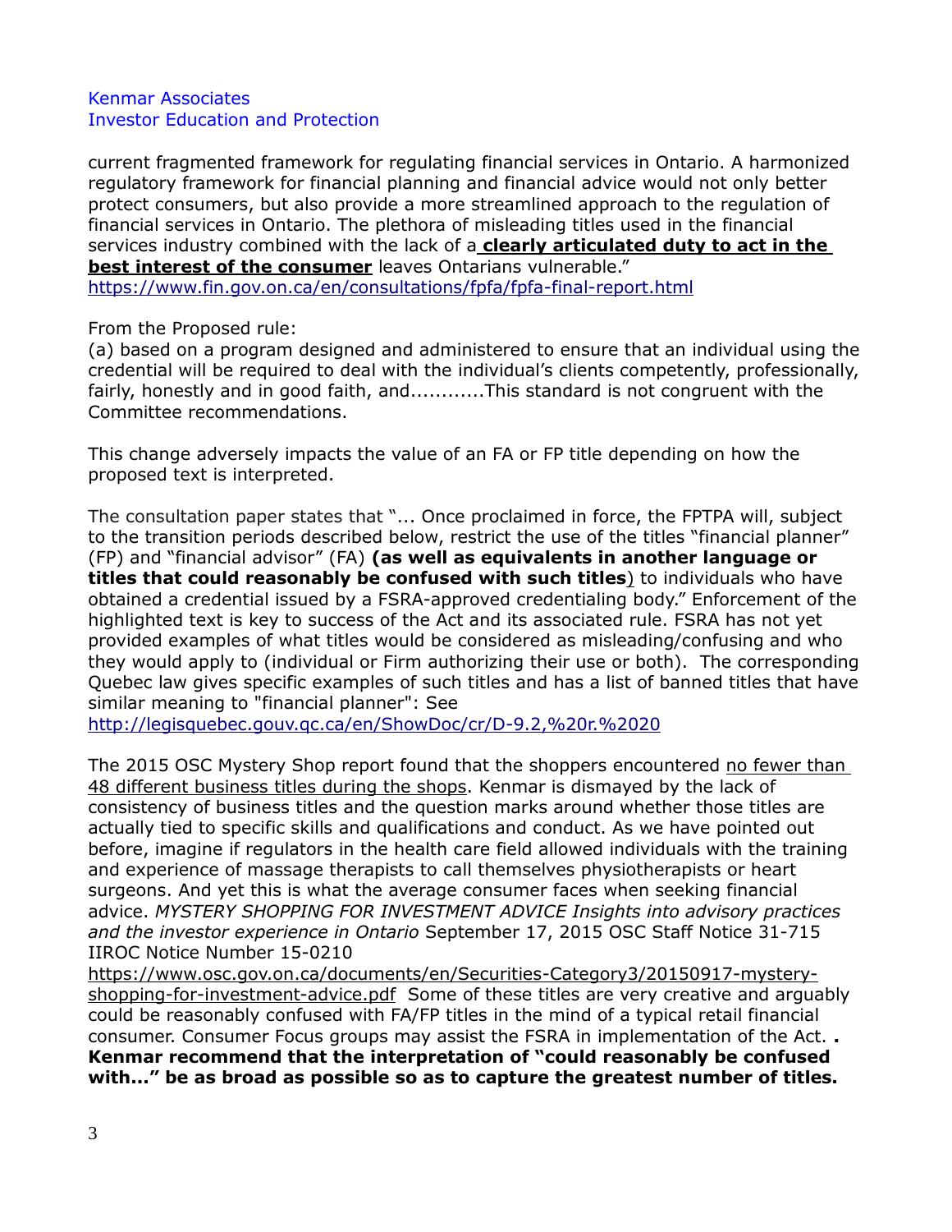current fragmented framework for regulating financial services in Ontario. A harmonized regulatory framework for financial planning and financial advice would not only better protect consumers, but also provide a more streamlined approach to the regulation of financial services in Ontario. The plethora of misleading titles used in the financial services industry combined with the lack of a **clearly articulated duty to act in the best interest of the consumer** leaves Ontarians vulnerable."
https://www.fin.gov.on.ca/en/consultations/fpfa/fpfa-final-report.html

From the Proposed rule:
(a) based on a program designed and administered to ensure that an individual using the credential will be required to deal with the individual's clients competently, professionally, fairly, honestly and in good faith, and...........This standard is not congruent with the Committee recommendations.

This change adversely impacts the value of an FA or FP title depending on how the proposed text is interpreted.

The consultation paper states that "... Once proclaimed in force, the FPTPA will, subject to the transition periods described below, restrict the use of the titles "financial planner" (FP) and "financial advisor" (FA) **(as well as equivalents in another language or titles that could reasonably be confused with such titles**) to individuals who have obtained a credential issued by a FSRA-approved credentialing body." Enforcement of the highlighted text is key to success of the Act and its associated rule. FSRA has not yet provided examples of what titles would be considered as misleading/confusing and who they would apply to (individual or Firm authorizing their use or both). The corresponding Quebec law gives specific examples of such titles and has a list of banned titles that have similar meaning to "financial planner": See
http://legisquebec.gouv.qc.ca/en/ShowDoc/cr/D-9.2,%20r.%2020

The 2015 OSC Mystery Shop report found that the shoppers encountered no fewer than 48 different business titles during the shops. Kenmar is dismayed by the lack of consistency of business titles and the question marks around whether those titles are actually tied to specific skills and qualifications and conduct. As we have pointed out before, imagine if regulators in the health care field allowed individuals with the training and experience of massage therapists to call themselves physiotherapists or heart surgeons. And yet this is what the average consumer faces when seeking financial advice. *MYSTERY SHOPPING FOR INVESTMENT ADVICE Insights into advisory practices and the investor experience in Ontario* September 17, 2015 OSC Staff Notice 31-715 IIROC Notice Number 15-0210
https://www.osc.gov.on.ca/documents/en/Securities-Category3/20150917-mystery-shopping-for-investment-advice.pdf Some of these titles are very creative and arguably could be reasonably confused with FA/FP titles in the mind of a typical retail financial consumer. Consumer Focus groups may assist the FSRA in implementation of the Act. **. Kenmar recommend that the interpretation of "could reasonably be confused with..." be as broad as possible so as to capture the greatest number of titles.**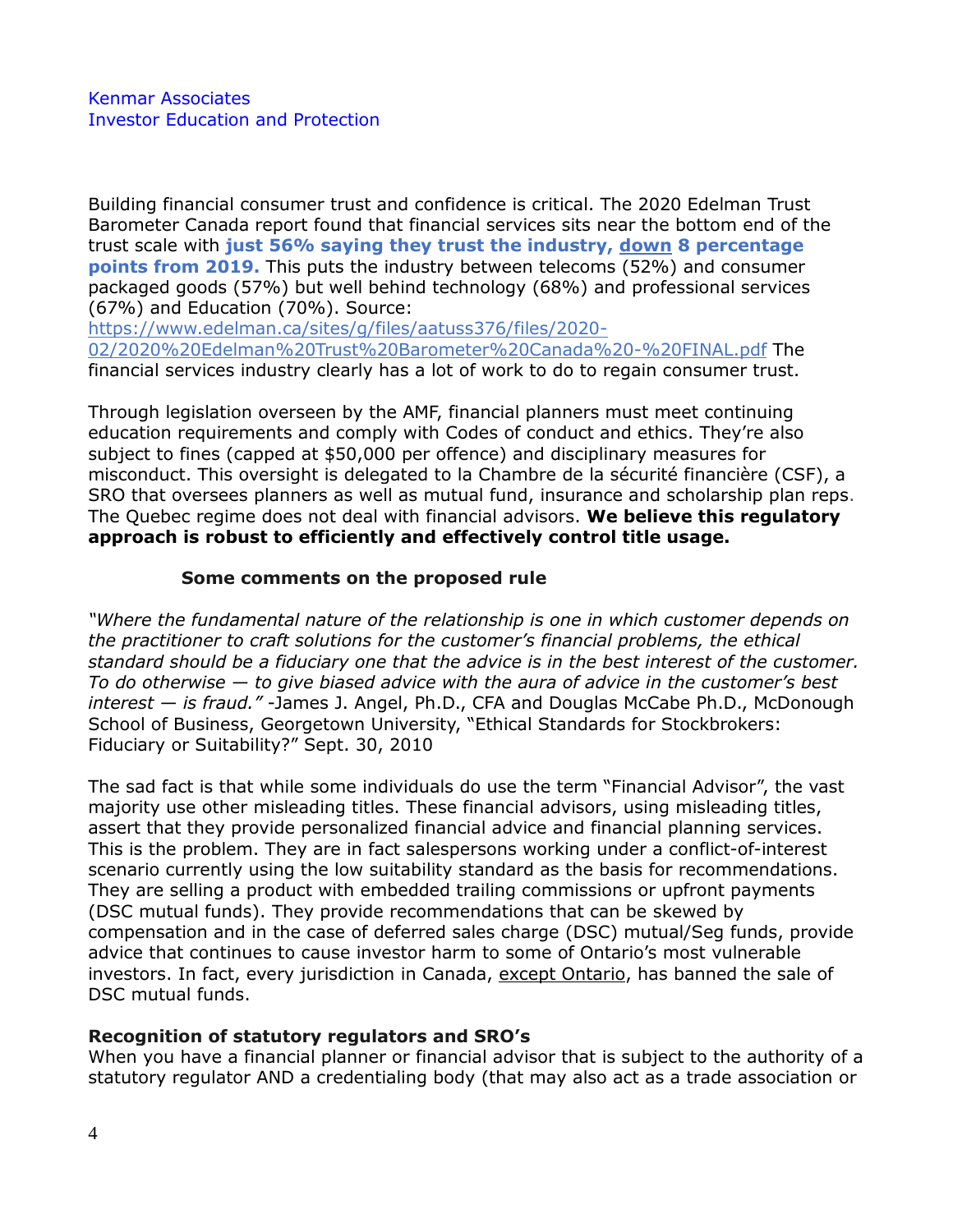Kenmar Associates
Investor Education and Protection

Building financial consumer trust and confidence is critical. The 2020 Edelman Trust Barometer Canada report found that financial services sits near the bottom end of the trust scale with **just 56% saying they trust the industry, down 8 percentage points from 2019.** This puts the industry between telecoms (52%) and consumer packaged goods (57%) but well behind technology (68%) and professional services (67%) and Education (70%). Source: https://www.edelman.ca/sites/g/files/aatuss376/files/2020-02/2020%20Edelman%20Trust%20Barometer%20Canada%20-%20FINAL.pdf The financial services industry clearly has a lot of work to do to regain consumer trust.

Through legislation overseen by the AMF, financial planners must meet continuing education requirements and comply with Codes of conduct and ethics. They're also subject to fines (capped at $50,000 per offence) and disciplinary measures for misconduct. This oversight is delegated to la Chambre de la sécurité financière (CSF), a SRO that oversees planners as well as mutual fund, insurance and scholarship plan reps. The Quebec regime does not deal with financial advisors. **We believe this regulatory approach is robust to efficiently and effectively control title usage.**

## Some comments on the proposed rule

*"Where the fundamental nature of the relationship is one in which customer depends on the practitioner to craft solutions for the customer's financial problems, the ethical standard should be a fiduciary one that the advice is in the best interest of the customer. To do otherwise — to give biased advice with the aura of advice in the customer's best interest — is fraud."* -James J. Angel, Ph.D., CFA and Douglas McCabe Ph.D., McDonough School of Business, Georgetown University, "Ethical Standards for Stockbrokers: Fiduciary or Suitability?" Sept. 30, 2010

The sad fact is that while some individuals do use the term "Financial Advisor", the vast majority use other misleading titles. These financial advisors, using misleading titles, assert that they provide personalized financial advice and financial planning services. This is the problem. They are in fact salespersons working under a conflict-of-interest scenario currently using the low suitability standard as the basis for recommendations. They are selling a product with embedded trailing commissions or upfront payments (DSC mutual funds). They provide recommendations that can be skewed by compensation and in the case of deferred sales charge (DSC) mutual/Seg funds, provide advice that continues to cause investor harm to some of Ontario's most vulnerable investors. In fact, every jurisdiction in Canada, except Ontario, has banned the sale of DSC mutual funds.

**Recognition of statutory regulators and SRO's**
When you have a financial planner or financial advisor that is subject to the authority of a statutory regulator AND a credentialing body (that may also act as a trade association or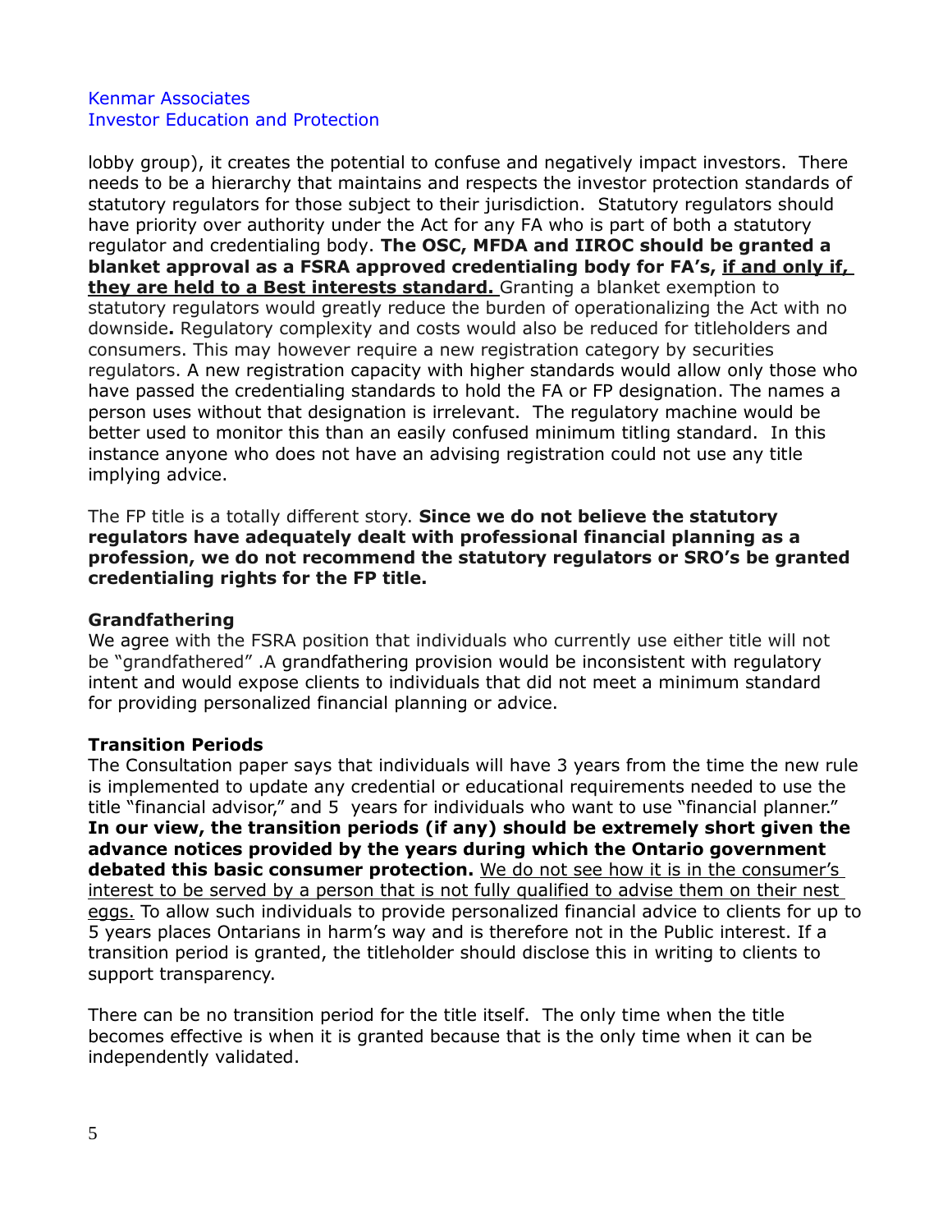lobby group), it creates the potential to confuse and negatively impact investors. There needs to be a hierarchy that maintains and respects the investor protection standards of statutory regulators for those subject to their jurisdiction. Statutory regulators should have priority over authority under the Act for any FA who is part of both a statutory regulator and credentialing body. **The OSC, MFDA and IIROC should be granted a blanket approval as a FSRA approved credentialing body for FA's, <u>if and only if, they are held to a Best interests standard.</u>** Granting a blanket exemption to statutory regulators would greatly reduce the burden of operationalizing the Act with no downside**.** Regulatory complexity and costs would also be reduced for titleholders and consumers. This may however require a new registration category by securities regulators. A new registration capacity with higher standards would allow only those who have passed the credentialing standards to hold the FA or FP designation. The names a person uses without that designation is irrelevant. The regulatory machine would be better used to monitor this than an easily confused minimum titling standard. In this instance anyone who does not have an advising registration could not use any title implying advice.

The FP title is a totally different story. **Since we do not believe the statutory regulators have adequately dealt with professional financial planning as a profession, we do not recommend the statutory regulators or SRO's be granted credentialing rights for the FP title.**

**Grandfathering**

We agree with the FSRA position that individuals who currently use either title will not be "grandfathered" .A grandfathering provision would be inconsistent with regulatory intent and would expose clients to individuals that did not meet a minimum standard for providing personalized financial planning or advice.

**Transition Periods**

The Consultation paper says that individuals will have 3 years from the time the new rule is implemented to update any credential or educational requirements needed to use the title "financial advisor," and 5 years for individuals who want to use "financial planner." **In our view, the transition periods (if any) should be extremely short given the advance notices provided by the years during which the Ontario government debated this basic consumer protection.** <u>We do not see how it is in the consumer's interest to be served by a person that is not fully qualified to advise them on their nest eggs.</u> To allow such individuals to provide personalized financial advice to clients for up to 5 years places Ontarians in harm's way and is therefore not in the Public interest. If a transition period is granted, the titleholder should disclose this in writing to clients to support transparency.

There can be no transition period for the title itself. The only time when the title becomes effective is when it is granted because that is the only time when it can be independently validated.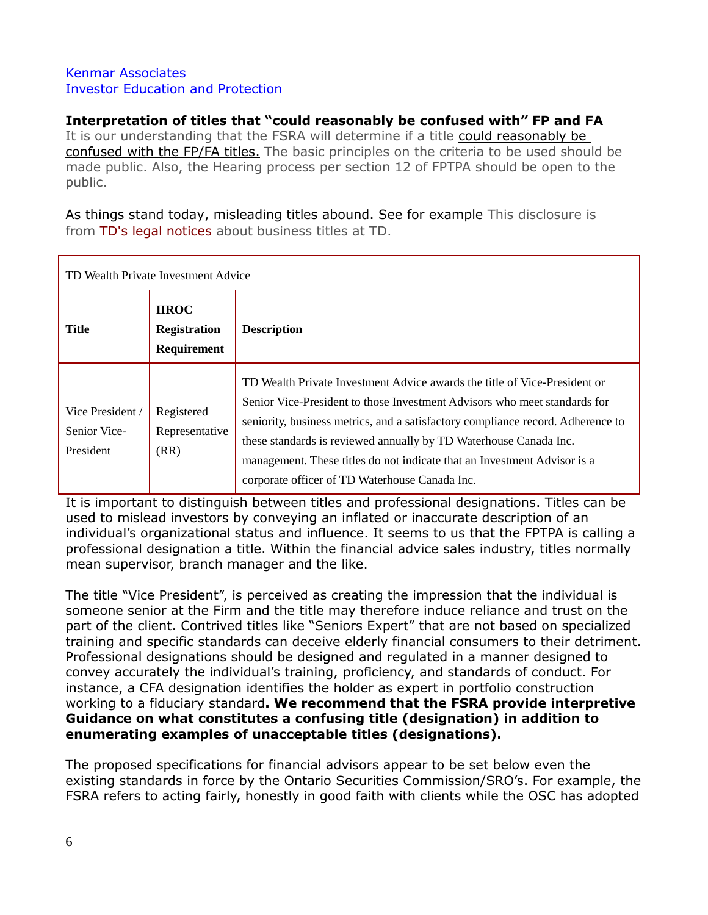Kenmar Associates
Investor Education and Protection

**Interpretation of titles that "could reasonably be confused with" FP and FA**
It is our understanding that the FSRA will determine if a title could reasonably be confused with the FP/FA titles. The basic principles on the criteria to be used should be made public. Also, the Hearing process per section 12 of FPTPA should be open to the public.

As things stand today, misleading titles abound. See for example This disclosure is from TD's legal notices about business titles at TD.

| TD Wealth Private Investment Advice | | |
|---|---|---|
| **Title** | **IIROC Registration Requirement** | **Description** |
| Vice President / Senior Vice-President | Registered Representative (RR) | TD Wealth Private Investment Advice awards the title of Vice-President or Senior Vice-President to those Investment Advisors who meet standards for seniority, business metrics, and a satisfactory compliance record. Adherence to these standards is reviewed annually by TD Waterhouse Canada Inc. management. These titles do not indicate that an Investment Advisor is a corporate officer of TD Waterhouse Canada Inc. |

It is important to distinguish between titles and professional designations. Titles can be used to mislead investors by conveying an inflated or inaccurate description of an individual's organizational status and influence. It seems to us that the FPTPA is calling a professional designation a title. Within the financial advice sales industry, titles normally mean supervisor, branch manager and the like.

The title "Vice President", is perceived as creating the impression that the individual is someone senior at the Firm and the title may therefore induce reliance and trust on the part of the client. Contrived titles like "Seniors Expert" that are not based on specialized training and specific standards can deceive elderly financial consumers to their detriment. Professional designations should be designed and regulated in a manner designed to convey accurately the individual's training, proficiency, and standards of conduct. For instance, a CFA designation identifies the holder as expert in portfolio construction working to a fiduciary standard**. We recommend that the FSRA provide interpretive Guidance on what constitutes a confusing title (designation) in addition to enumerating examples of unacceptable titles (designations).**

The proposed specifications for financial advisors appear to be set below even the existing standards in force by the Ontario Securities Commission/SRO's. For example, the FSRA refers to acting fairly, honestly in good faith with clients while the OSC has adopted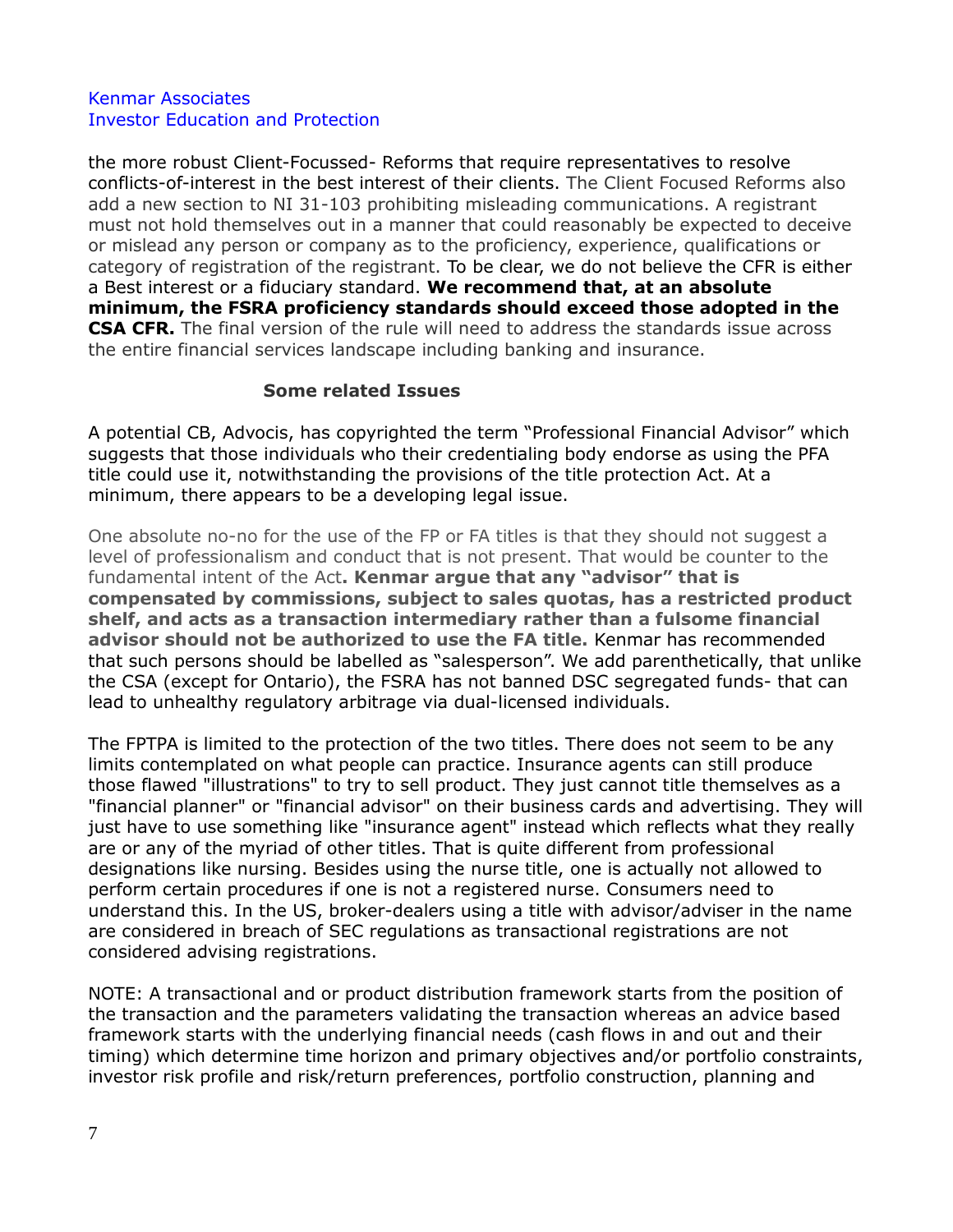the more robust Client-Focussed- Reforms that require representatives to resolve conflicts-of-interest in the best interest of their clients. The Client Focused Reforms also add a new section to NI 31-103 prohibiting misleading communications. A registrant must not hold themselves out in a manner that could reasonably be expected to deceive or mislead any person or company as to the proficiency, experience, qualifications or category of registration of the registrant. To be clear, we do not believe the CFR is either a Best interest or a fiduciary standard. **We recommend that, at an absolute minimum, the FSRA proficiency standards should exceed those adopted in the CSA CFR.** The final version of the rule will need to address the standards issue across the entire financial services landscape including banking and insurance.

### Some related Issues

A potential CB, Advocis, has copyrighted the term "Professional Financial Advisor" which suggests that those individuals who their credentialing body endorse as using the PFA title could use it, notwithstanding the provisions of the title protection Act. At a minimum, there appears to be a developing legal issue.

One absolute no-no for the use of the FP or FA titles is that they should not suggest a level of professionalism and conduct that is not present. That would be counter to the fundamental intent of the Act**. Kenmar argue that any "advisor" that is compensated by commissions, subject to sales quotas, has a restricted product shelf, and acts as a transaction intermediary rather than a fulsome financial advisor should not be authorized to use the FA title.** Kenmar has recommended that such persons should be labelled as "salesperson". We add parenthetically, that unlike the CSA (except for Ontario), the FSRA has not banned DSC segregated funds- that can lead to unhealthy regulatory arbitrage via dual-licensed individuals.

The FPTPA is limited to the protection of the two titles. There does not seem to be any limits contemplated on what people can practice. Insurance agents can still produce those flawed "illustrations" to try to sell product. They just cannot title themselves as a "financial planner" or "financial advisor" on their business cards and advertising. They will just have to use something like "insurance agent" instead which reflects what they really are or any of the myriad of other titles. That is quite different from professional designations like nursing. Besides using the nurse title, one is actually not allowed to perform certain procedures if one is not a registered nurse. Consumers need to understand this. In the US, broker-dealers using a title with advisor/adviser in the name are considered in breach of SEC regulations as transactional registrations are not considered advising registrations.

NOTE: A transactional and or product distribution framework starts from the position of the transaction and the parameters validating the transaction whereas an advice based framework starts with the underlying financial needs (cash flows in and out and their timing) which determine time horizon and primary objectives and/or portfolio constraints, investor risk profile and risk/return preferences, portfolio construction, planning and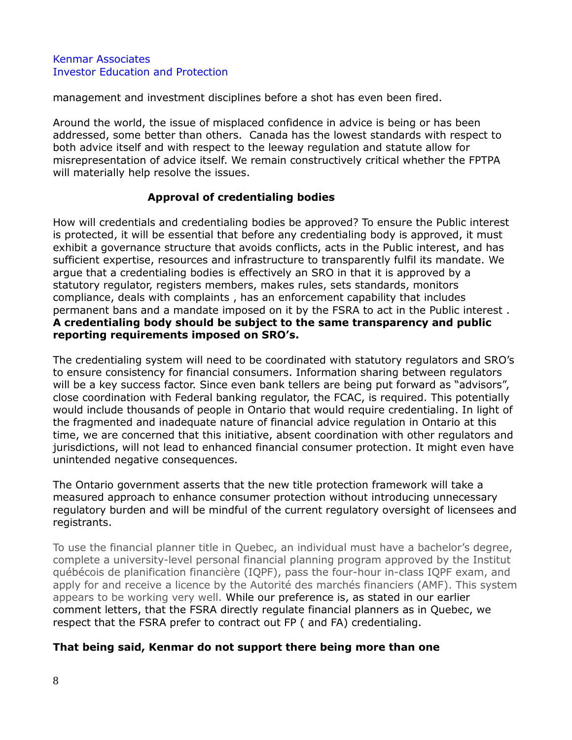management and investment disciplines before a shot has even been fired.

Around the world, the issue of misplaced confidence in advice is being or has been addressed, some better than others. Canada has the lowest standards with respect to both advice itself and with respect to the leeway regulation and statute allow for misrepresentation of advice itself. We remain constructively critical whether the FPTPA will materially help resolve the issues.

## Approval of credentialing bodies

How will credentials and credentialing bodies be approved? To ensure the Public interest is protected, it will be essential that before any credentialing body is approved, it must exhibit a governance structure that avoids conflicts, acts in the Public interest, and has sufficient expertise, resources and infrastructure to transparently fulfil its mandate. We argue that a credentialing bodies is effectively an SRO in that it is approved by a statutory regulator, registers members, makes rules, sets standards, monitors compliance, deals with complaints , has an enforcement capability that includes permanent bans and a mandate imposed on it by the FSRA to act in the Public interest . **A credentialing body should be subject to the same transparency and public reporting requirements imposed on SRO's.**

The credentialing system will need to be coordinated with statutory regulators and SRO's to ensure consistency for financial consumers. Information sharing between regulators will be a key success factor. Since even bank tellers are being put forward as "advisors", close coordination with Federal banking regulator, the FCAC, is required. This potentially would include thousands of people in Ontario that would require credentialing. In light of the fragmented and inadequate nature of financial advice regulation in Ontario at this time, we are concerned that this initiative, absent coordination with other regulators and jurisdictions, will not lead to enhanced financial consumer protection. It might even have unintended negative consequences.

The Ontario government asserts that the new title protection framework will take a measured approach to enhance consumer protection without introducing unnecessary regulatory burden and will be mindful of the current regulatory oversight of licensees and registrants.

To use the financial planner title in Quebec, an individual must have a bachelor's degree, complete a university-level personal financial planning program approved by the Institut québécois de planification financière (IQPF), pass the four-hour in-class IQPF exam, and apply for and receive a licence by the Autorité des marchés financiers (AMF). This system appears to be working very well. While our preference is, as stated in our earlier comment letters, that the FSRA directly regulate financial planners as in Quebec, we respect that the FSRA prefer to contract out FP ( and FA) credentialing.

**That being said, Kenmar do not support there being more than one**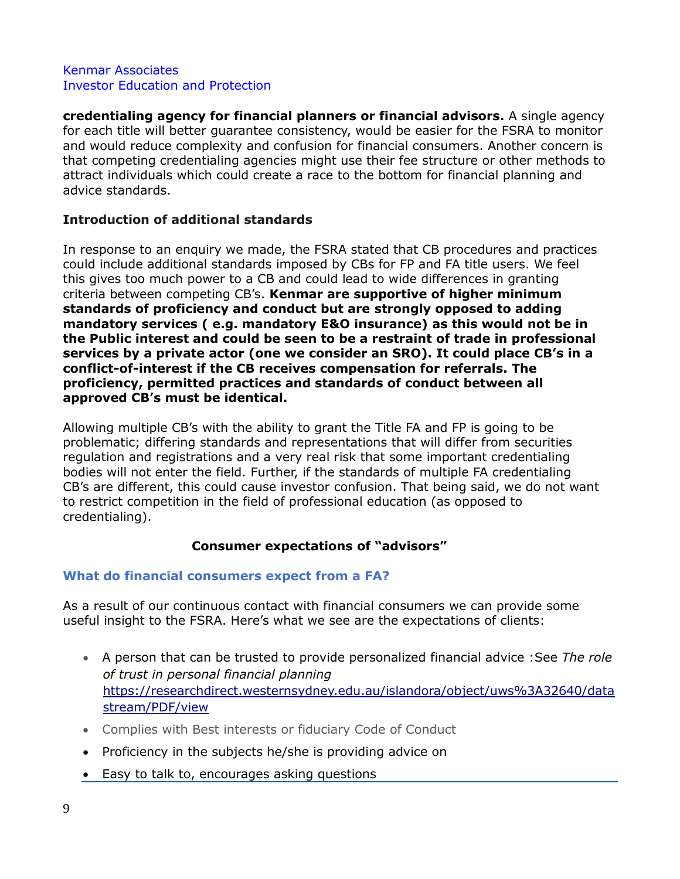**credentialing agency for financial planners or financial advisors.** A single agency for each title will better guarantee consistency, would be easier for the FSRA to monitor and would reduce complexity and confusion for financial consumers. Another concern is that competing credentialing agencies might use their fee structure or other methods to attract individuals which could create a race to the bottom for financial planning and advice standards.

### Introduction of additional standards

In response to an enquiry we made, the FSRA stated that CB procedures and practices could include additional standards imposed by CBs for FP and FA title users. We feel this gives too much power to a CB and could lead to wide differences in granting criteria between competing CB's. **Kenmar are supportive of higher minimum standards of proficiency and conduct but are strongly opposed to adding mandatory services ( e.g. mandatory E&O insurance) as this would not be in the Public interest and could be seen to be a restraint of trade in professional services by a private actor (one we consider an SRO). It could place CB's in a conflict-of-interest if the CB receives compensation for referrals. The proficiency, permitted practices and standards of conduct between all approved CB's must be identical.**

Allowing multiple CB's with the ability to grant the Title FA and FP is going to be problematic; differing standards and representations that will differ from securities regulation and registrations and a very real risk that some important credentialing bodies will not enter the field. Further, if the standards of multiple FA credentialing CB's are different, this could cause investor confusion. That being said, we do not want to restrict competition in the field of professional education (as opposed to credentialing).

## Consumer expectations of "advisors"

### What do financial consumers expect from a FA?

As a result of our continuous contact with financial consumers we can provide some useful insight to the FSRA. Here's what we see are the expectations of clients:

- A person that can be trusted to provide personalized financial advice :See *The role of trust in personal financial planning* https://researchdirect.westernsydney.edu.au/islandora/object/uws%3A32640/datastream/PDF/view
- Complies with Best interests or fiduciary Code of Conduct
- Proficiency in the subjects he/she is providing advice on
- Easy to talk to, encourages asking questions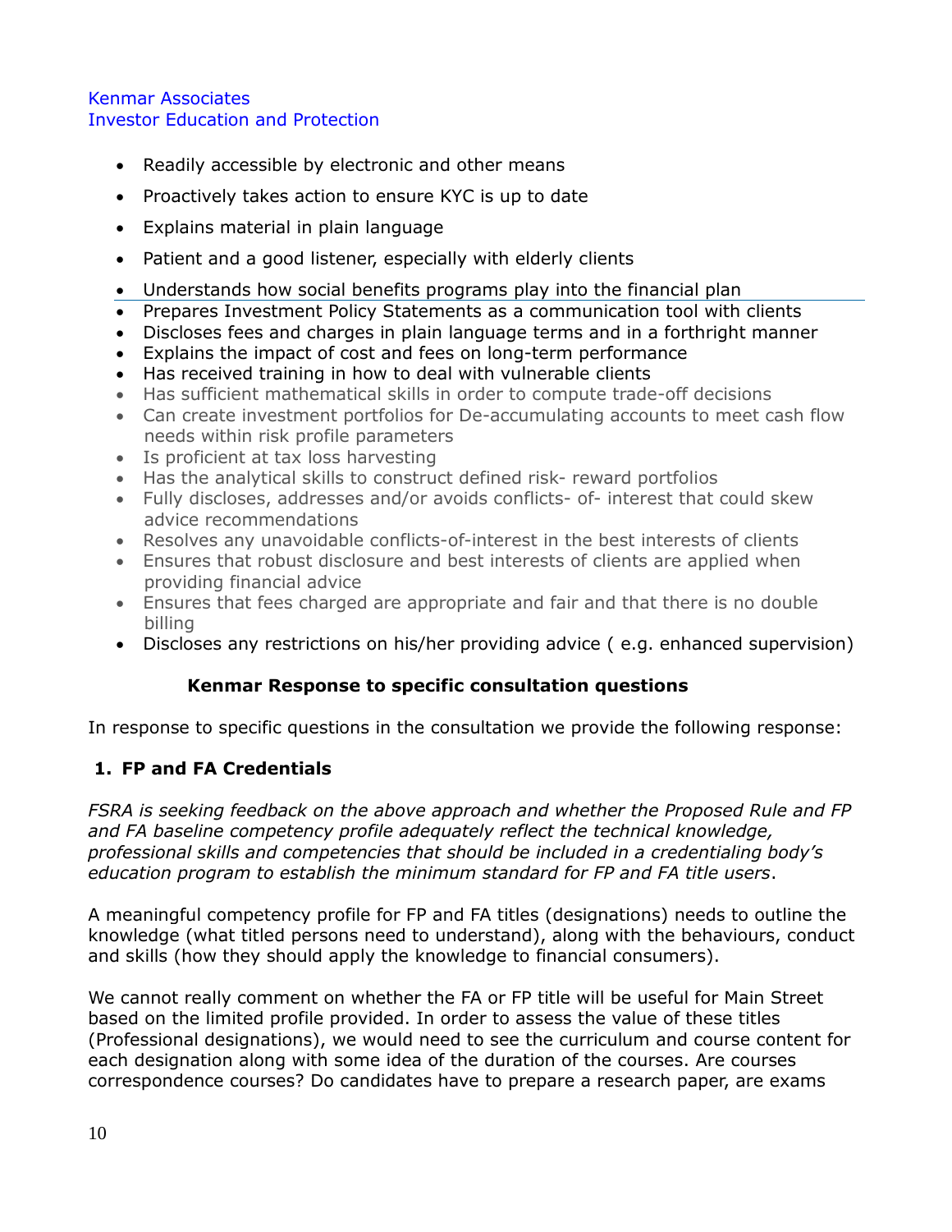- Readily accessible by electronic and other means
- Proactively takes action to ensure KYC is up to date
- Explains material in plain language
- Patient and a good listener, especially with elderly clients
- Understands how social benefits programs play into the financial plan
- Prepares Investment Policy Statements as a communication tool with clients
- Discloses fees and charges in plain language terms and in a forthright manner
- Explains the impact of cost and fees on long-term performance
- Has received training in how to deal with vulnerable clients
- Has sufficient mathematical skills in order to compute trade-off decisions
- Can create investment portfolios for De-accumulating accounts to meet cash flow needs within risk profile parameters
- Is proficient at tax loss harvesting
- Has the analytical skills to construct defined risk- reward portfolios
- Fully discloses, addresses and/or avoids conflicts- of- interest that could skew advice recommendations
- Resolves any unavoidable conflicts-of-interest in the best interests of clients
- Ensures that robust disclosure and best interests of clients are applied when providing financial advice
- Ensures that fees charged are appropriate and fair and that there is no double billing
- Discloses any restrictions on his/her providing advice ( e.g. enhanced supervision)

## Kenmar Response to specific consultation questions

In response to specific questions in the consultation we provide the following response:

### 1. FP and FA Credentials

*FSRA is seeking feedback on the above approach and whether the Proposed Rule and FP and FA baseline competency profile adequately reflect the technical knowledge, professional skills and competencies that should be included in a credentialing body's education program to establish the minimum standard for FP and FA title users*.

A meaningful competency profile for FP and FA titles (designations) needs to outline the knowledge (what titled persons need to understand), along with the behaviours, conduct and skills (how they should apply the knowledge to financial consumers).

We cannot really comment on whether the FA or FP title will be useful for Main Street based on the limited profile provided. In order to assess the value of these titles (Professional designations), we would need to see the curriculum and course content for each designation along with some idea of the duration of the courses. Are courses correspondence courses? Do candidates have to prepare a research paper, are exams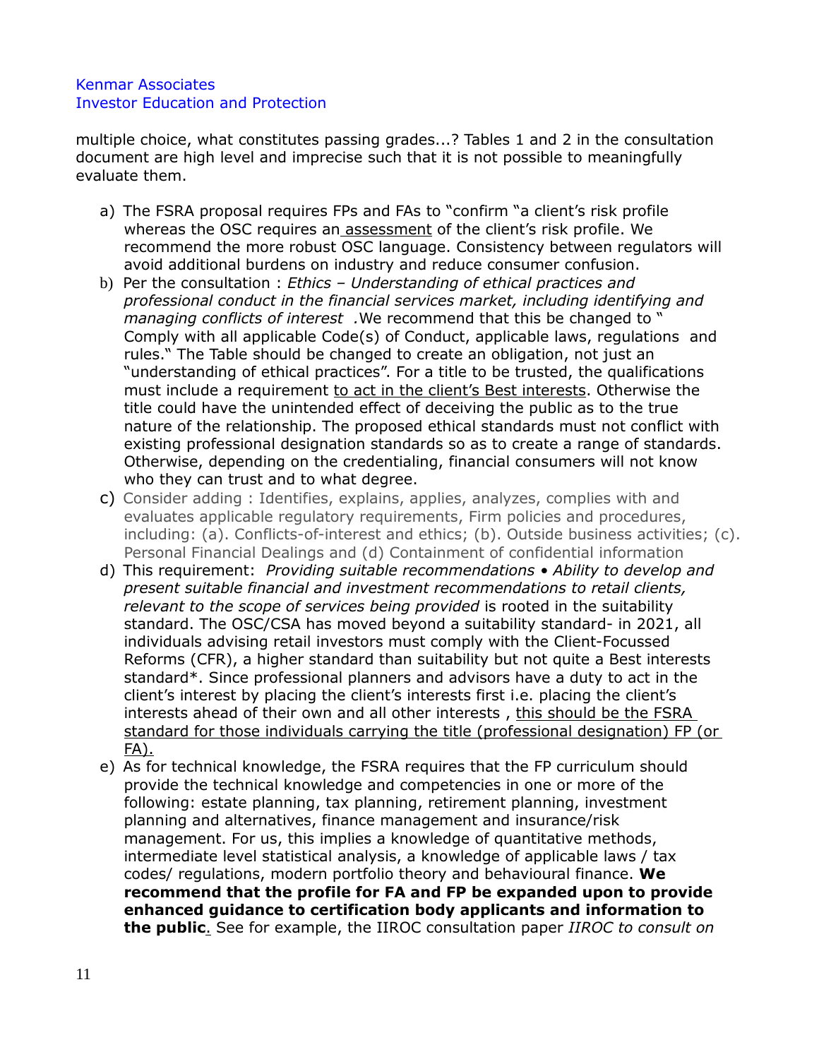multiple choice, what constitutes passing grades...? Tables 1 and 2 in the consultation document are high level and imprecise such that it is not possible to meaningfully evaluate them.

a) The FSRA proposal requires FPs and FAs to "confirm "a client's risk profile whereas the OSC requires an assessment of the client's risk profile. We recommend the more robust OSC language. Consistency between regulators will avoid additional burdens on industry and reduce consumer confusion.

b) Per the consultation : *Ethics – Understanding of ethical practices and professional conduct in the financial services market, including identifying and managing conflicts of interest* .We recommend that this be changed to " Comply with all applicable Code(s) of Conduct, applicable laws, regulations and rules." The Table should be changed to create an obligation, not just an "understanding of ethical practices". For a title to be trusted, the qualifications must include a requirement to act in the client's Best interests. Otherwise the title could have the unintended effect of deceiving the public as to the true nature of the relationship. The proposed ethical standards must not conflict with existing professional designation standards so as to create a range of standards. Otherwise, depending on the credentialing, financial consumers will not know who they can trust and to what degree.

c) Consider adding : Identifies, explains, applies, analyzes, complies with and evaluates applicable regulatory requirements, Firm policies and procedures, including: (a). Conflicts-of-interest and ethics; (b). Outside business activities; (c). Personal Financial Dealings and (d) Containment of confidential information

d) This requirement: *Providing suitable recommendations • Ability to develop and present suitable financial and investment recommendations to retail clients, relevant to the scope of services being provided* is rooted in the suitability standard. The OSC/CSA has moved beyond a suitability standard- in 2021, all individuals advising retail investors must comply with the Client-Focussed Reforms (CFR), a higher standard than suitability but not quite a Best interests standard*. Since professional planners and advisors have a duty to act in the client's interest by placing the client's interests first i.e. placing the client's interests ahead of their own and all other interests , this should be the FSRA standard for those individuals carrying the title (professional designation) FP (or FA).

e) As for technical knowledge, the FSRA requires that the FP curriculum should provide the technical knowledge and competencies in one or more of the following: estate planning, tax planning, retirement planning, investment planning and alternatives, finance management and insurance/risk management. For us, this implies a knowledge of quantitative methods, intermediate level statistical analysis, a knowledge of applicable laws / tax codes/ regulations, modern portfolio theory and behavioural finance. **We recommend that the profile for FA and FP be expanded upon to provide enhanced guidance to certification body applicants and information to the public**. See for example, the IIROC consultation paper *IIROC to consult on*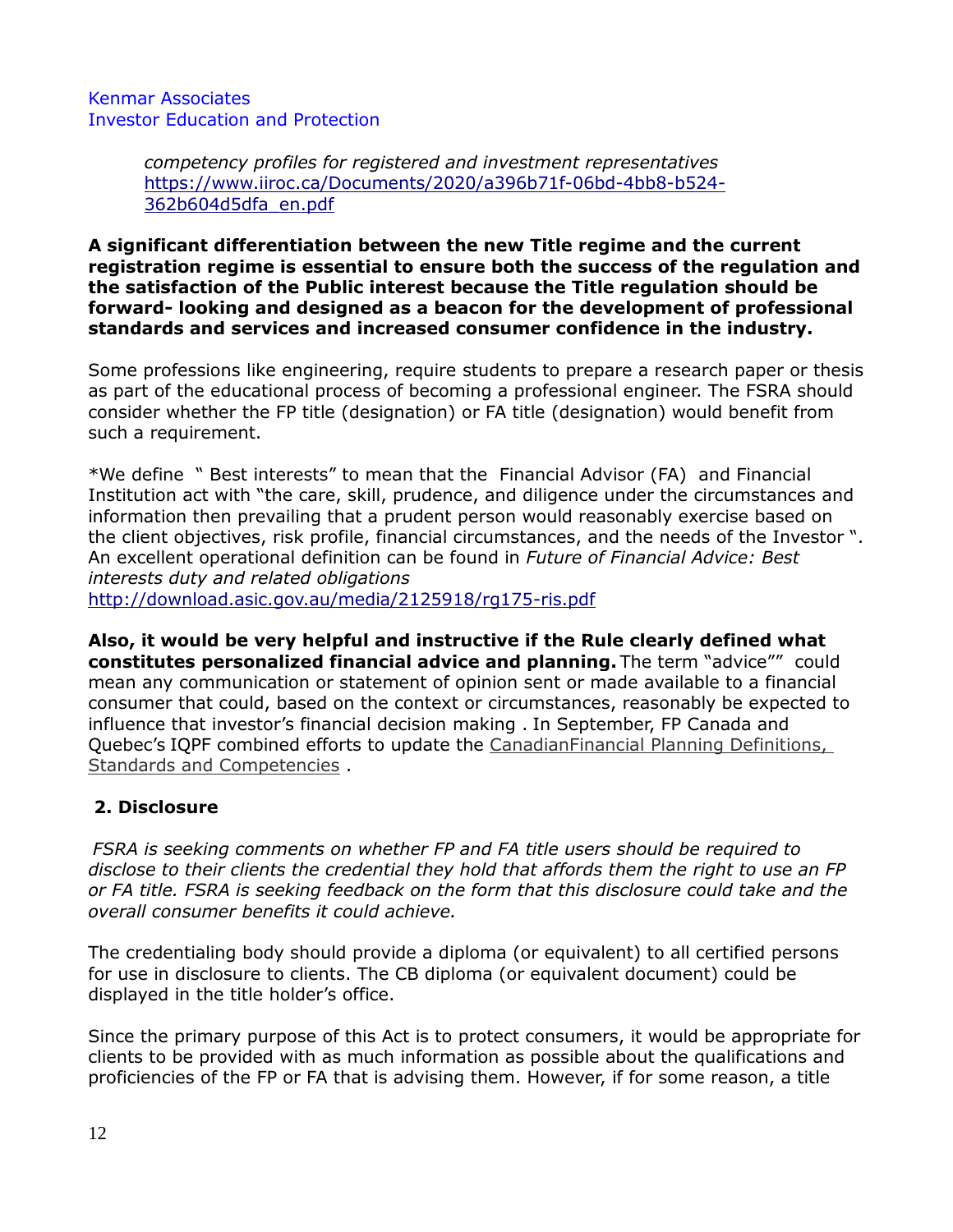*competency profiles for registered and investment representatives*
[https://www.iiroc.ca/Documents/2020/a396b71f-06bd-4bb8-b524-362b604d5dfa_en.pdf](https://www.iiroc.ca/Documents/2020/a396b71f-06bd-4bb8-b524-362b604d5dfa_en.pdf)

**A significant differentiation between the new Title regime and the current registration regime is essential to ensure both the success of the regulation and the satisfaction of the Public interest because the Title regulation should be forward- looking and designed as a beacon for the development of professional standards and services and increased consumer confidence in the industry.**

Some professions like engineering, require students to prepare a research paper or thesis as part of the educational process of becoming a professional engineer. The FSRA should consider whether the FP title (designation) or FA title (designation) would benefit from such a requirement.

*We define " Best interests" to mean that the Financial Advisor (FA) and Financial Institution act with "the care, skill, prudence, and diligence under the circumstances and information then prevailing that a prudent person would reasonably exercise based on the client objectives, risk profile, financial circumstances, and the needs of the Investor ". An excellent operational definition can be found in *Future of Financial Advice: Best interests duty and related obligations*
[http://download.asic.gov.au/media/2125918/rg175-ris.pdf](http://download.asic.gov.au/media/2125918/rg175-ris.pdf)

**Also, it would be very helpful and instructive if the Rule clearly defined what constitutes personalized financial advice and planning.** The term "advice"" could mean any communication or statement of opinion sent or made available to a financial consumer that could, based on the context or circumstances, reasonably be expected to influence that investor's financial decision making . In September, FP Canada and Quebec's IQPF combined efforts to update the CanadianFinancial Planning Definitions, Standards and Competencies .

## 2. Disclosure

*FSRA is seeking comments on whether FP and FA title users should be required to disclose to their clients the credential they hold that affords them the right to use an FP or FA title. FSRA is seeking feedback on the form that this disclosure could take and the overall consumer benefits it could achieve.*

The credentialing body should provide a diploma (or equivalent) to all certified persons for use in disclosure to clients. The CB diploma (or equivalent document) could be displayed in the title holder's office.

Since the primary purpose of this Act is to protect consumers, it would be appropriate for clients to be provided with as much information as possible about the qualifications and proficiencies of the FP or FA that is advising them. However, if for some reason, a title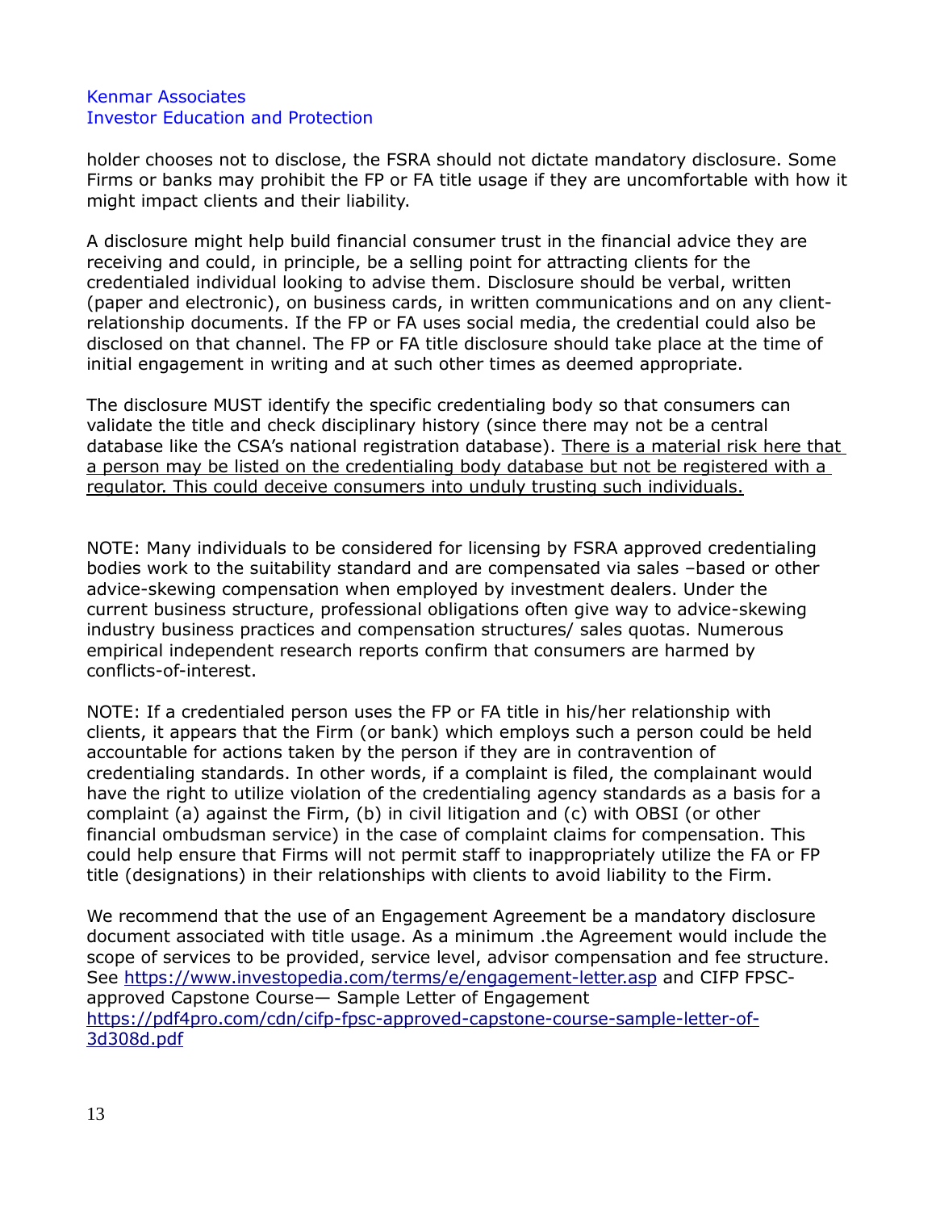holder chooses not to disclose, the FSRA should not dictate mandatory disclosure. Some Firms or banks may prohibit the FP or FA title usage if they are uncomfortable with how it might impact clients and their liability.

A disclosure might help build financial consumer trust in the financial advice they are receiving and could, in principle, be a selling point for attracting clients for the credentialed individual looking to advise them. Disclosure should be verbal, written (paper and electronic), on business cards, in written communications and on any client-relationship documents. If the FP or FA uses social media, the credential could also be disclosed on that channel. The FP or FA title disclosure should take place at the time of initial engagement in writing and at such other times as deemed appropriate.

The disclosure MUST identify the specific credentialing body so that consumers can validate the title and check disciplinary history (since there may not be a central database like the CSA's national registration database). <u>There is a material risk here that a person may be listed on the credentialing body database but not be registered with a regulator. This could deceive consumers into unduly trusting such individuals.</u>

NOTE: Many individuals to be considered for licensing by FSRA approved credentialing bodies work to the suitability standard and are compensated via sales –based or other advice-skewing compensation when employed by investment dealers. Under the current business structure, professional obligations often give way to advice-skewing industry business practices and compensation structures/ sales quotas. Numerous empirical independent research reports confirm that consumers are harmed by conflicts-of-interest.

NOTE: If a credentialed person uses the FP or FA title in his/her relationship with clients, it appears that the Firm (or bank) which employs such a person could be held accountable for actions taken by the person if they are in contravention of credentialing standards. In other words, if a complaint is filed, the complainant would have the right to utilize violation of the credentialing agency standards as a basis for a complaint (a) against the Firm, (b) in civil litigation and (c) with OBSI (or other financial ombudsman service) in the case of complaint claims for compensation. This could help ensure that Firms will not permit staff to inappropriately utilize the FA or FP title (designations) in their relationships with clients to avoid liability to the Firm.

We recommend that the use of an Engagement Agreement be a mandatory disclosure document associated with title usage. As a minimum .the Agreement would include the scope of services to be provided, service level, advisor compensation and fee structure. See https://www.investopedia.com/terms/e/engagement-letter.asp and CIFP FPSC-approved Capstone Course— Sample Letter of Engagement https://pdf4pro.com/cdn/cifp-fpsc-approved-capstone-course-sample-letter-of-3d308d.pdf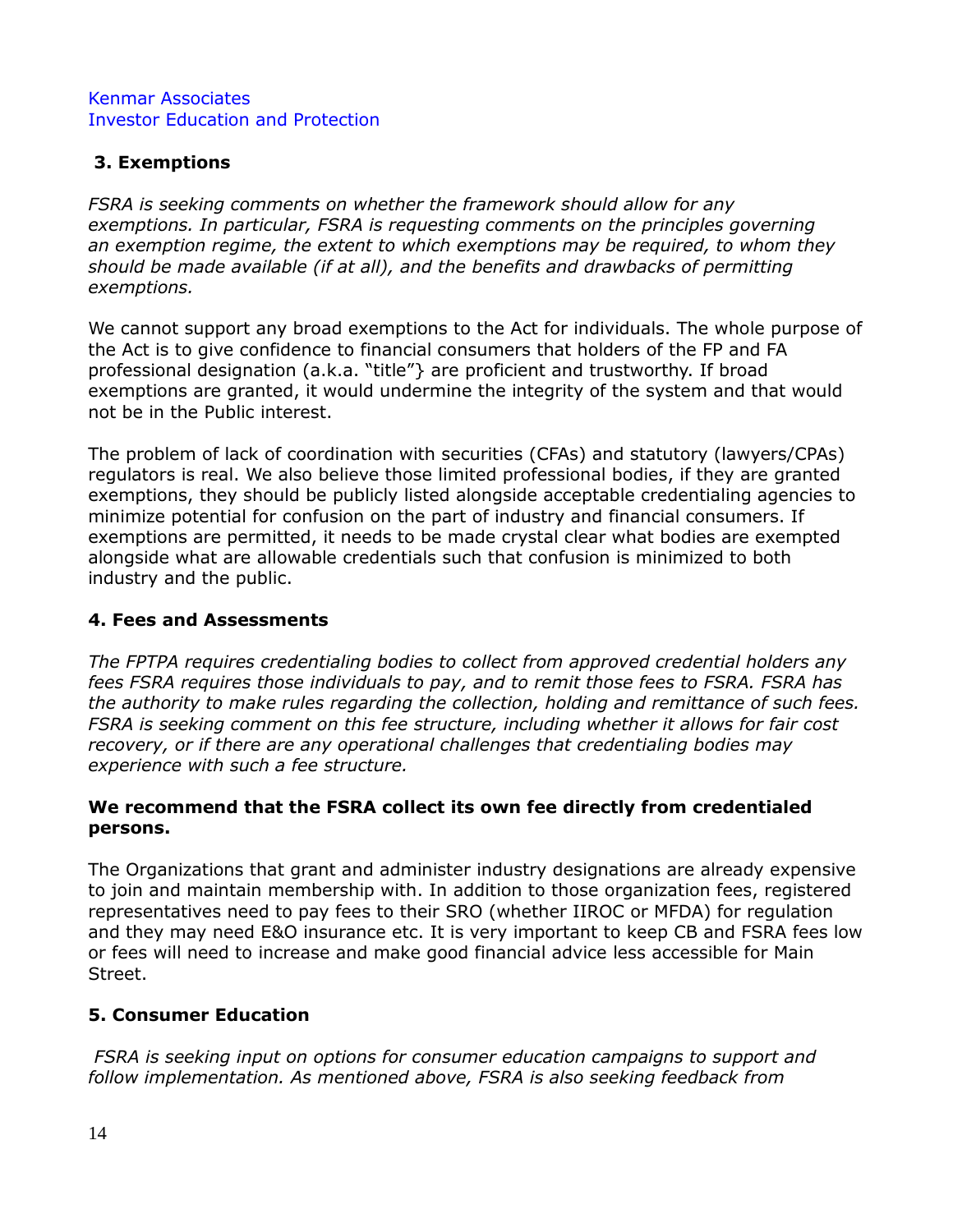Kenmar Associates
Investor Education and Protection

### 3. Exemptions

*FSRA is seeking comments on whether the framework should allow for any exemptions. In particular, FSRA is requesting comments on the principles governing an exemption regime, the extent to which exemptions may be required, to whom they should be made available (if at all), and the benefits and drawbacks of permitting exemptions.*

We cannot support any broad exemptions to the Act for individuals. The whole purpose of the Act is to give confidence to financial consumers that holders of the FP and FA professional designation (a.k.a. "title"} are proficient and trustworthy. If broad exemptions are granted, it would undermine the integrity of the system and that would not be in the Public interest.

The problem of lack of coordination with securities (CFAs) and statutory (lawyers/CPAs) regulators is real. We also believe those limited professional bodies, if they are granted exemptions, they should be publicly listed alongside acceptable credentialing agencies to minimize potential for confusion on the part of industry and financial consumers. If exemptions are permitted, it needs to be made crystal clear what bodies are exempted alongside what are allowable credentials such that confusion is minimized to both industry and the public.

### 4. Fees and Assessments

*The FPTPA requires credentialing bodies to collect from approved credential holders any fees FSRA requires those individuals to pay, and to remit those fees to FSRA. FSRA has the authority to make rules regarding the collection, holding and remittance of such fees. FSRA is seeking comment on this fee structure, including whether it allows for fair cost recovery, or if there are any operational challenges that credentialing bodies may experience with such a fee structure.*

**We recommend that the FSRA collect its own fee directly from credentialed persons.**

The Organizations that grant and administer industry designations are already expensive to join and maintain membership with. In addition to those organization fees, registered representatives need to pay fees to their SRO (whether IIROC or MFDA) for regulation and they may need E&O insurance etc. It is very important to keep CB and FSRA fees low or fees will need to increase and make good financial advice less accessible for Main Street.

### 5. Consumer Education

*FSRA is seeking input on options for consumer education campaigns to support and follow implementation. As mentioned above, FSRA is also seeking feedback from*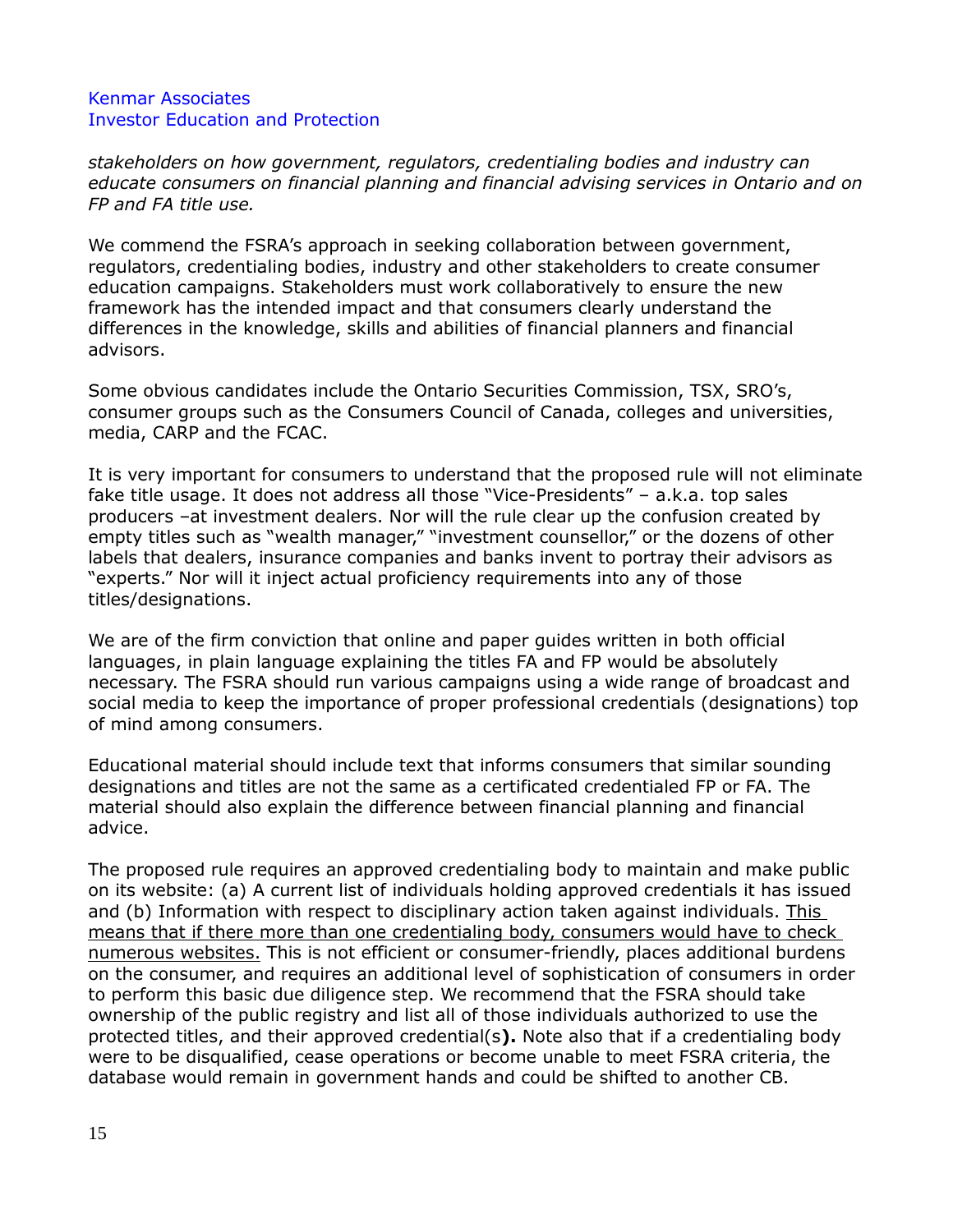*stakeholders on how government, regulators, credentialing bodies and industry can educate consumers on financial planning and financial advising services in Ontario and on FP and FA title use.*

We commend the FSRA's approach in seeking collaboration between government, regulators, credentialing bodies, industry and other stakeholders to create consumer education campaigns. Stakeholders must work collaboratively to ensure the new framework has the intended impact and that consumers clearly understand the differences in the knowledge, skills and abilities of financial planners and financial advisors.

Some obvious candidates include the Ontario Securities Commission, TSX, SRO's, consumer groups such as the Consumers Council of Canada, colleges and universities, media, CARP and the FCAC.

It is very important for consumers to understand that the proposed rule will not eliminate fake title usage. It does not address all those "Vice-Presidents" – a.k.a. top sales producers –at investment dealers. Nor will the rule clear up the confusion created by empty titles such as "wealth manager," "investment counsellor," or the dozens of other labels that dealers, insurance companies and banks invent to portray their advisors as "experts." Nor will it inject actual proficiency requirements into any of those titles/designations.

We are of the firm conviction that online and paper guides written in both official languages, in plain language explaining the titles FA and FP would be absolutely necessary. The FSRA should run various campaigns using a wide range of broadcast and social media to keep the importance of proper professional credentials (designations) top of mind among consumers.

Educational material should include text that informs consumers that similar sounding designations and titles are not the same as a certificated credentialed FP or FA. The material should also explain the difference between financial planning and financial advice.

The proposed rule requires an approved credentialing body to maintain and make public on its website: (a) A current list of individuals holding approved credentials it has issued and (b) Information with respect to disciplinary action taken against individuals. <u>This means that if there more than one credentialing body, consumers would have to check numerous websites.</u> This is not efficient or consumer-friendly, places additional burdens on the consumer, and requires an additional level of sophistication of consumers in order to perform this basic due diligence step. We recommend that the FSRA should take ownership of the public registry and list all of those individuals authorized to use the protected titles, and their approved credential(s**).** Note also that if a credentialing body were to be disqualified, cease operations or become unable to meet FSRA criteria, the database would remain in government hands and could be shifted to another CB.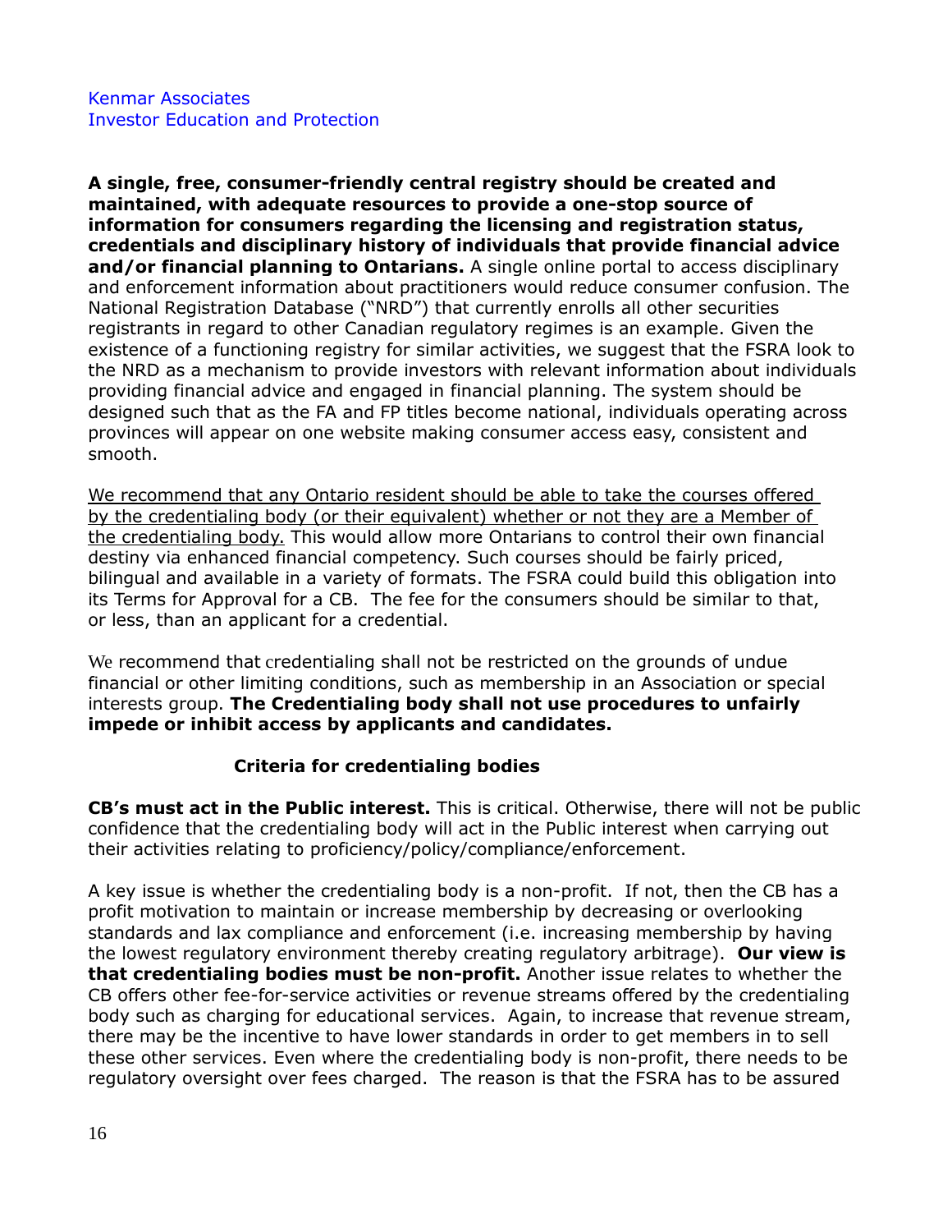Kenmar Associates
Investor Education and Protection

**A single, free, consumer-friendly central registry should be created and maintained, with adequate resources to provide a one-stop source of information for consumers regarding the licensing and registration status, credentials and disciplinary history of individuals that provide financial advice and/or financial planning to Ontarians.** A single online portal to access disciplinary and enforcement information about practitioners would reduce consumer confusion. The National Registration Database ("NRD") that currently enrolls all other securities registrants in regard to other Canadian regulatory regimes is an example. Given the existence of a functioning registry for similar activities, we suggest that the FSRA look to the NRD as a mechanism to provide investors with relevant information about individuals providing financial advice and engaged in financial planning. The system should be designed such that as the FA and FP titles become national, individuals operating across provinces will appear on one website making consumer access easy, consistent and smooth.

<u>We recommend that any Ontario resident should be able to take the courses offered by the credentialing body (or their equivalent) whether or not they are a Member of the credentialing body.</u> This would allow more Ontarians to control their own financial destiny via enhanced financial competency. Such courses should be fairly priced, bilingual and available in a variety of formats. The FSRA could build this obligation into its Terms for Approval for a CB. The fee for the consumers should be similar to that, or less, than an applicant for a credential.

We recommend that credentialing shall not be restricted on the grounds of undue financial or other limiting conditions, such as membership in an Association or special interests group. **The Credentialing body shall not use procedures to unfairly impede or inhibit access by applicants and candidates.**

### Criteria for credentialing bodies

**CB's must act in the Public interest.** This is critical. Otherwise, there will not be public confidence that the credentialing body will act in the Public interest when carrying out their activities relating to proficiency/policy/compliance/enforcement.

A key issue is whether the credentialing body is a non-profit. If not, then the CB has a profit motivation to maintain or increase membership by decreasing or overlooking standards and lax compliance and enforcement (i.e. increasing membership by having the lowest regulatory environment thereby creating regulatory arbitrage). **Our view is that credentialing bodies must be non-profit.** Another issue relates to whether the CB offers other fee-for-service activities or revenue streams offered by the credentialing body such as charging for educational services. Again, to increase that revenue stream, there may be the incentive to have lower standards in order to get members in to sell these other services. Even where the credentialing body is non-profit, there needs to be regulatory oversight over fees charged. The reason is that the FSRA has to be assured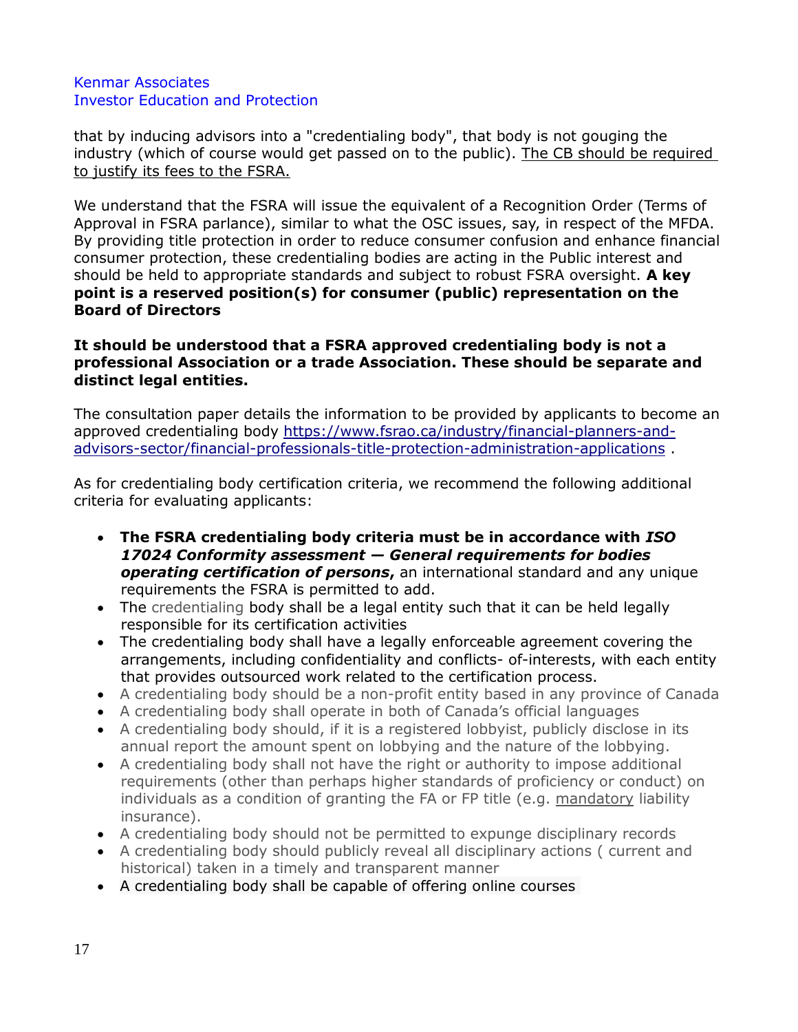that by inducing advisors into a "credentialing body", that body is not gouging the industry (which of course would get passed on to the public). <u>The CB should be required to justify its fees to the FSRA.</u>

We understand that the FSRA will issue the equivalent of a Recognition Order (Terms of Approval in FSRA parlance), similar to what the OSC issues, say, in respect of the MFDA. By providing title protection in order to reduce consumer confusion and enhance financial consumer protection, these credentialing bodies are acting in the Public interest and should be held to appropriate standards and subject to robust FSRA oversight. **A key point is a reserved position(s) for consumer (public) representation on the Board of Directors**

**It should be understood that a FSRA approved credentialing body is not a professional Association or a trade Association. These should be separate and distinct legal entities.**

The consultation paper details the information to be provided by applicants to become an approved credentialing body https://www.fsrao.ca/industry/financial-planners-and-advisors-sector/financial-professionals-title-protection-administration-applications .

As for credentialing body certification criteria, we recommend the following additional criteria for evaluating applicants:

- **The FSRA credentialing body criteria must be in accordance with *ISO 17024 Conformity assessment — General requirements for bodies operating certification of persons*,** an international standard and any unique requirements the FSRA is permitted to add.
- The credentialing body shall be a legal entity such that it can be held legally responsible for its certification activities
- The credentialing body shall have a legally enforceable agreement covering the arrangements, including confidentiality and conflicts- of-interests, with each entity that provides outsourced work related to the certification process.
- A credentialing body should be a non-profit entity based in any province of Canada
- A credentialing body shall operate in both of Canada's official languages
- A credentialing body should, if it is a registered lobbyist, publicly disclose in its annual report the amount spent on lobbying and the nature of the lobbying.
- A credentialing body shall not have the right or authority to impose additional requirements (other than perhaps higher standards of proficiency or conduct) on individuals as a condition of granting the FA or FP title (e.g. <u>mandatory</u> liability insurance).
- A credentialing body should not be permitted to expunge disciplinary records
- A credentialing body should publicly reveal all disciplinary actions ( current and historical) taken in a timely and transparent manner
- A credentialing body shall be capable of offering online courses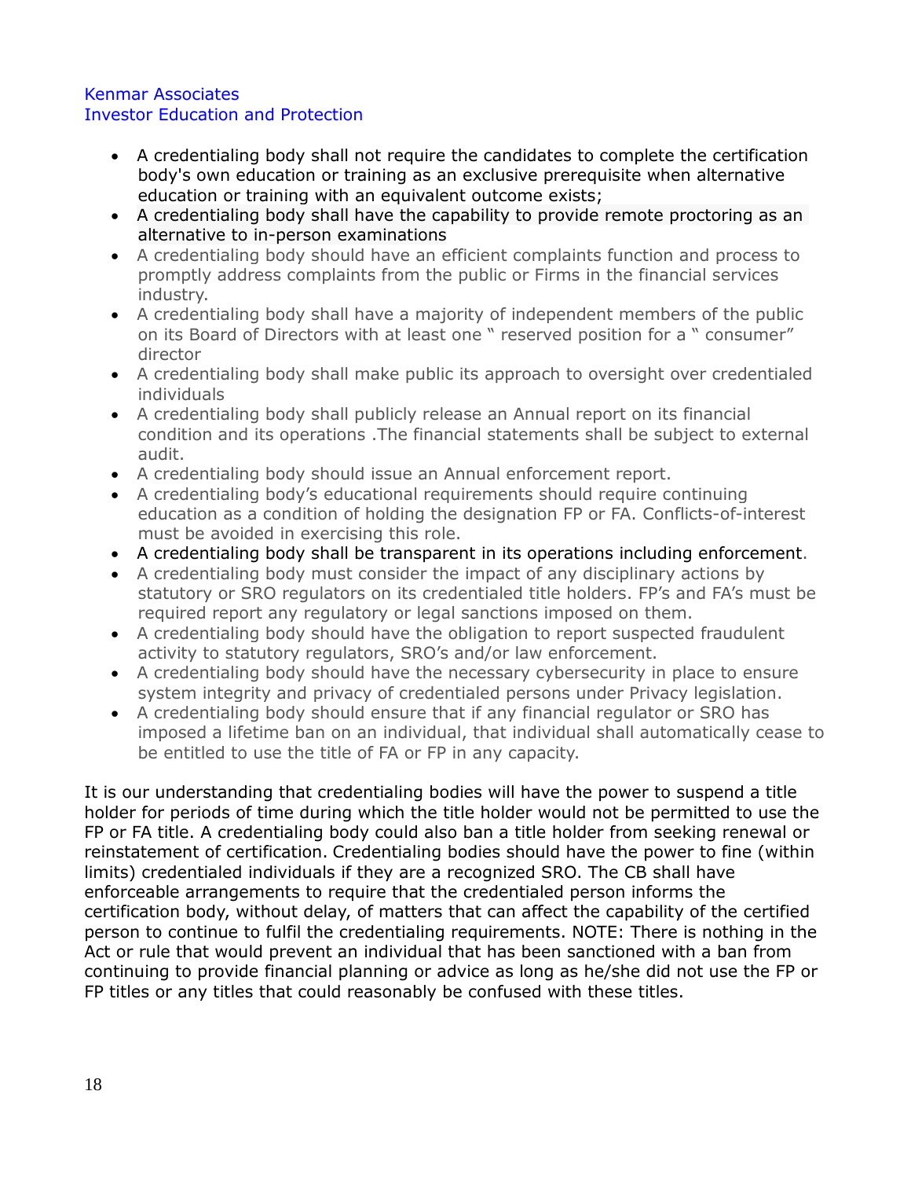- A credentialing body shall not require the candidates to complete the certification body's own education or training as an exclusive prerequisite when alternative education or training with an equivalent outcome exists;
- A credentialing body shall have the capability to provide remote proctoring as an alternative to in-person examinations
- A credentialing body should have an efficient complaints function and process to promptly address complaints from the public or Firms in the financial services industry.
- A credentialing body shall have a majority of independent members of the public on its Board of Directors with at least one " reserved position for a " consumer" director
- A credentialing body shall make public its approach to oversight over credentialed individuals
- A credentialing body shall publicly release an Annual report on its financial condition and its operations .The financial statements shall be subject to external audit.
- A credentialing body should issue an Annual enforcement report.
- A credentialing body's educational requirements should require continuing education as a condition of holding the designation FP or FA. Conflicts-of-interest must be avoided in exercising this role.
- A credentialing body shall be transparent in its operations including enforcement.
- A credentialing body must consider the impact of any disciplinary actions by statutory or SRO regulators on its credentialed title holders. FP's and FA's must be required report any regulatory or legal sanctions imposed on them.
- A credentialing body should have the obligation to report suspected fraudulent activity to statutory regulators, SRO's and/or law enforcement.
- A credentialing body should have the necessary cybersecurity in place to ensure system integrity and privacy of credentialed persons under Privacy legislation.
- A credentialing body should ensure that if any financial regulator or SRO has imposed a lifetime ban on an individual, that individual shall automatically cease to be entitled to use the title of FA or FP in any capacity.

It is our understanding that credentialing bodies will have the power to suspend a title holder for periods of time during which the title holder would not be permitted to use the FP or FA title. A credentialing body could also ban a title holder from seeking renewal or reinstatement of certification. Credentialing bodies should have the power to fine (within limits) credentialed individuals if they are a recognized SRO. The CB shall have enforceable arrangements to require that the credentialed person informs the certification body, without delay, of matters that can affect the capability of the certified person to continue to fulfil the credentialing requirements. NOTE: There is nothing in the Act or rule that would prevent an individual that has been sanctioned with a ban from continuing to provide financial planning or advice as long as he/she did not use the FP or FP titles or any titles that could reasonably be confused with these titles.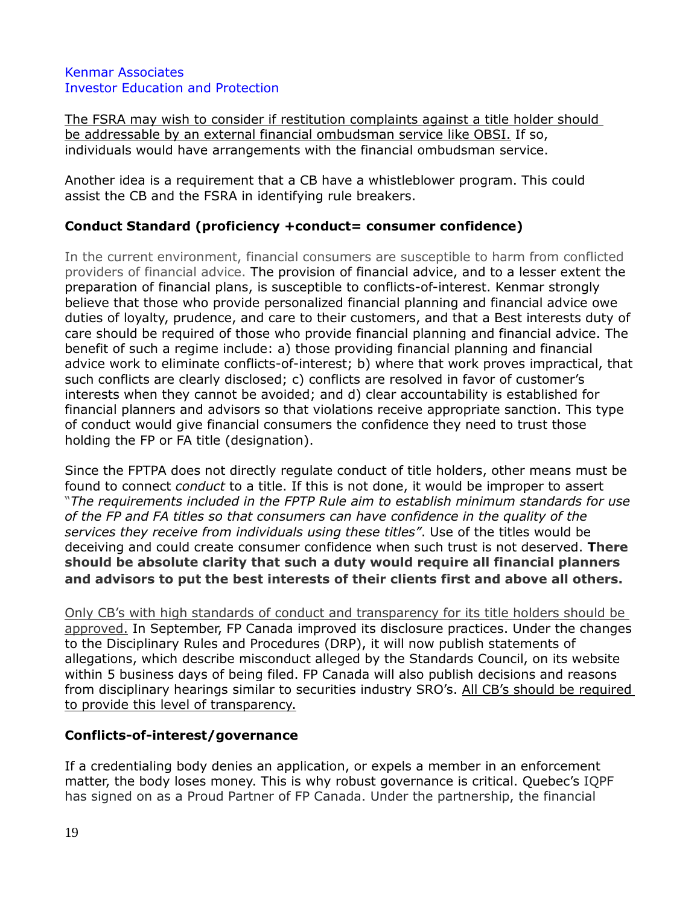Kenmar Associates
Investor Education and Protection

<u>The FSRA may wish to consider if restitution complaints against a title holder should be addressable by an external financial ombudsman service like OBSI.</u> If so, individuals would have arrangements with the financial ombudsman service.

Another idea is a requirement that a CB have a whistleblower program. This could assist the CB and the FSRA in identifying rule breakers.

**Conduct Standard (proficiency +conduct= consumer confidence)**

In the current environment, financial consumers are susceptible to harm from conflicted providers of financial advice. The provision of financial advice, and to a lesser extent the preparation of financial plans, is susceptible to conflicts-of-interest. Kenmar strongly believe that those who provide personalized financial planning and financial advice owe duties of loyalty, prudence, and care to their customers, and that a Best interests duty of care should be required of those who provide financial planning and financial advice. The benefit of such a regime include: a) those providing financial planning and financial advice work to eliminate conflicts-of-interest; b) where that work proves impractical, that such conflicts are clearly disclosed; c) conflicts are resolved in favor of customer's interests when they cannot be avoided; and d) clear accountability is established for financial planners and advisors so that violations receive appropriate sanction. This type of conduct would give financial consumers the confidence they need to trust those holding the FP or FA title (designation).

Since the FPTPA does not directly regulate conduct of title holders, other means must be found to connect *conduct* to a title. If this is not done, it would be improper to assert "*The requirements included in the FPTP Rule aim to establish minimum standards for use of the FP and FA titles so that consumers can have confidence in the quality of the services they receive from individuals using these titles"*. Use of the titles would be deceiving and could create consumer confidence when such trust is not deserved. **There should be absolute clarity that such a duty would require all financial planners and advisors to put the best interests of their clients first and above all others.**

<u>Only CB's with high standards of conduct and transparency for its title holders should be approved.</u> In September, FP Canada improved its disclosure practices. Under the changes to the Disciplinary Rules and Procedures (DRP), it will now publish statements of allegations, which describe misconduct alleged by the Standards Council, on its website within 5 business days of being filed. FP Canada will also publish decisions and reasons from disciplinary hearings similar to securities industry SRO's. <u>All CB's should be required to provide this level of transparency.</u>

**Conflicts-of-interest/governance**

If a credentialing body denies an application, or expels a member in an enforcement matter, the body loses money. This is why robust governance is critical. Quebec's IQPF has signed on as a Proud Partner of FP Canada. Under the partnership, the financial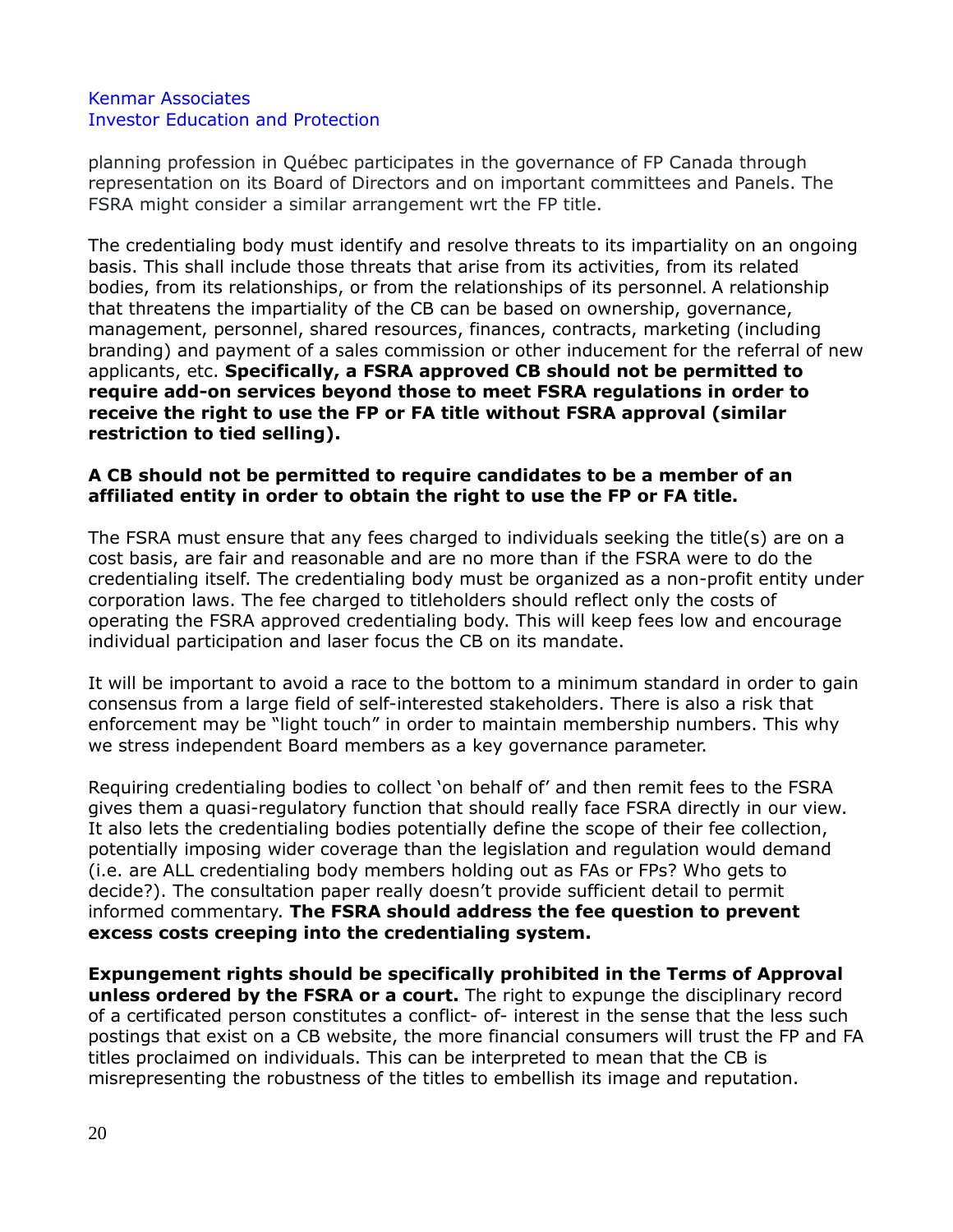planning profession in Québec participates in the governance of FP Canada through representation on its Board of Directors and on important committees and Panels. The FSRA might consider a similar arrangement wrt the FP title.

The credentialing body must identify and resolve threats to its impartiality on an ongoing basis. This shall include those threats that arise from its activities, from its related bodies, from its relationships, or from the relationships of its personnel. A relationship that threatens the impartiality of the CB can be based on ownership, governance, management, personnel, shared resources, finances, contracts, marketing (including branding) and payment of a sales commission or other inducement for the referral of new applicants, etc. **Specifically, a FSRA approved CB should not be permitted to require add-on services beyond those to meet FSRA regulations in order to receive the right to use the FP or FA title without FSRA approval (similar restriction to tied selling).**

**A CB should not be permitted to require candidates to be a member of an affiliated entity in order to obtain the right to use the FP or FA title.**

The FSRA must ensure that any fees charged to individuals seeking the title(s) are on a cost basis, are fair and reasonable and are no more than if the FSRA were to do the credentialing itself. The credentialing body must be organized as a non-profit entity under corporation laws. The fee charged to titleholders should reflect only the costs of operating the FSRA approved credentialing body. This will keep fees low and encourage individual participation and laser focus the CB on its mandate.

It will be important to avoid a race to the bottom to a minimum standard in order to gain consensus from a large field of self-interested stakeholders. There is also a risk that enforcement may be "light touch" in order to maintain membership numbers. This why we stress independent Board members as a key governance parameter.

Requiring credentialing bodies to collect 'on behalf of' and then remit fees to the FSRA gives them a quasi-regulatory function that should really face FSRA directly in our view. It also lets the credentialing bodies potentially define the scope of their fee collection, potentially imposing wider coverage than the legislation and regulation would demand (i.e. are ALL credentialing body members holding out as FAs or FPs? Who gets to decide?). The consultation paper really doesn't provide sufficient detail to permit informed commentary. **The FSRA should address the fee question to prevent excess costs creeping into the credentialing system.**

**Expungement rights should be specifically prohibited in the Terms of Approval unless ordered by the FSRA or a court.** The right to expunge the disciplinary record of a certificated person constitutes a conflict- of- interest in the sense that the less such postings that exist on a CB website, the more financial consumers will trust the FP and FA titles proclaimed on individuals. This can be interpreted to mean that the CB is misrepresenting the robustness of the titles to embellish its image and reputation.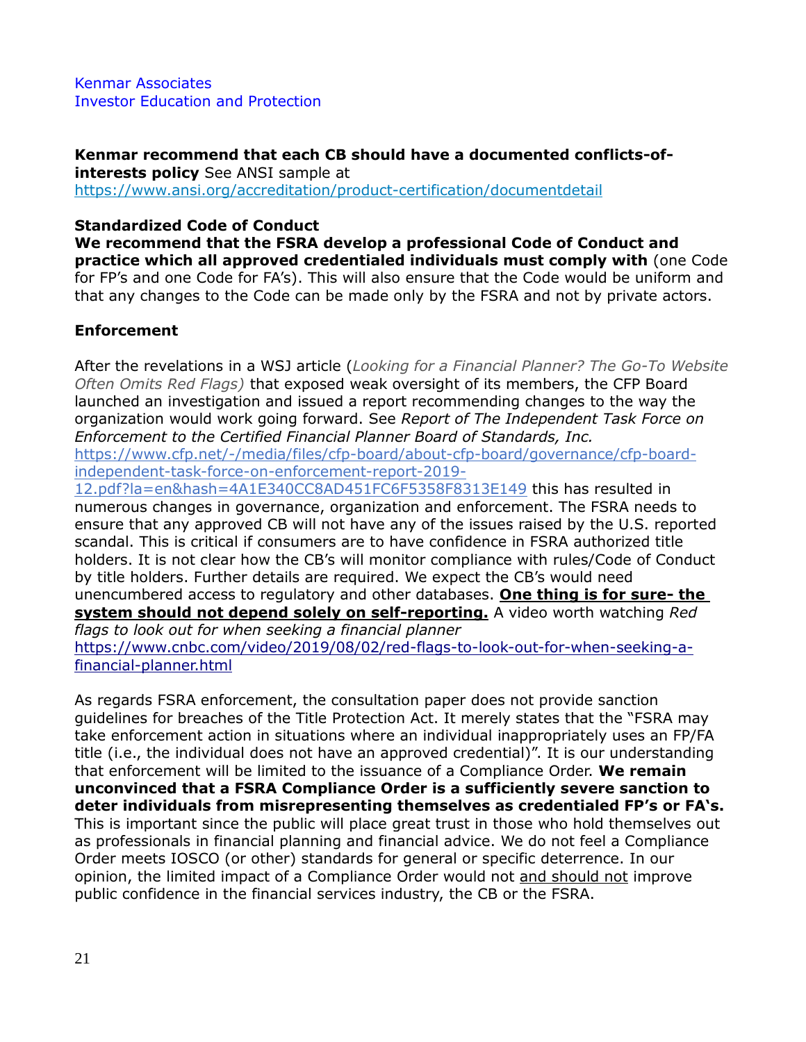Kenmar Associates
Investor Education and Protection

**Kenmar recommend that each CB should have a documented conflicts-of-interests policy** See ANSI sample at https://www.ansi.org/accreditation/product-certification/documentdetail

**Standardized Code of Conduct**
**We recommend that the FSRA develop a professional Code of Conduct and practice which all approved credentialed individuals must comply with** (one Code for FP's and one Code for FA's). This will also ensure that the Code would be uniform and that any changes to the Code can be made only by the FSRA and not by private actors.

**Enforcement**

After the revelations in a WSJ article (*Looking for a Financial Planner? The Go-To Website Often Omits Red Flags)* that exposed weak oversight of its members, the CFP Board launched an investigation and issued a report recommending changes to the way the organization would work going forward. See *Report of The Independent Task Force on Enforcement to the Certified Financial Planner Board of Standards, Inc.* https://www.cfp.net/-/media/files/cfp-board/about-cfp-board/governance/cfp-board-independent-task-force-on-enforcement-report-2019-12.pdf?la=en&hash=4A1E340CC8AD451FC6F5358F8313E149 this has resulted in numerous changes in governance, organization and enforcement. The FSRA needs to ensure that any approved CB will not have any of the issues raised by the U.S. reported scandal. This is critical if consumers are to have confidence in FSRA authorized title holders. It is not clear how the CB's will monitor compliance with rules/Code of Conduct by title holders. Further details are required. We expect the CB's would need unencumbered access to regulatory and other databases. **One thing is for sure- the system should not depend solely on self-reporting.** A video worth watching *Red flags to look out for when seeking a financial planner* https://www.cnbc.com/video/2019/08/02/red-flags-to-look-out-for-when-seeking-a-financial-planner.html

As regards FSRA enforcement, the consultation paper does not provide sanction guidelines for breaches of the Title Protection Act. It merely states that the "FSRA may take enforcement action in situations where an individual inappropriately uses an FP/FA title (i.e., the individual does not have an approved credential)". It is our understanding that enforcement will be limited to the issuance of a Compliance Order. **We remain unconvinced that a FSRA Compliance Order is a sufficiently severe sanction to deter individuals from misrepresenting themselves as credentialed FP's or FA's.** This is important since the public will place great trust in those who hold themselves out as professionals in financial planning and financial advice. We do not feel a Compliance Order meets IOSCO (or other) standards for general or specific deterrence. In our opinion, the limited impact of a Compliance Order would not and should not improve public confidence in the financial services industry, the CB or the FSRA.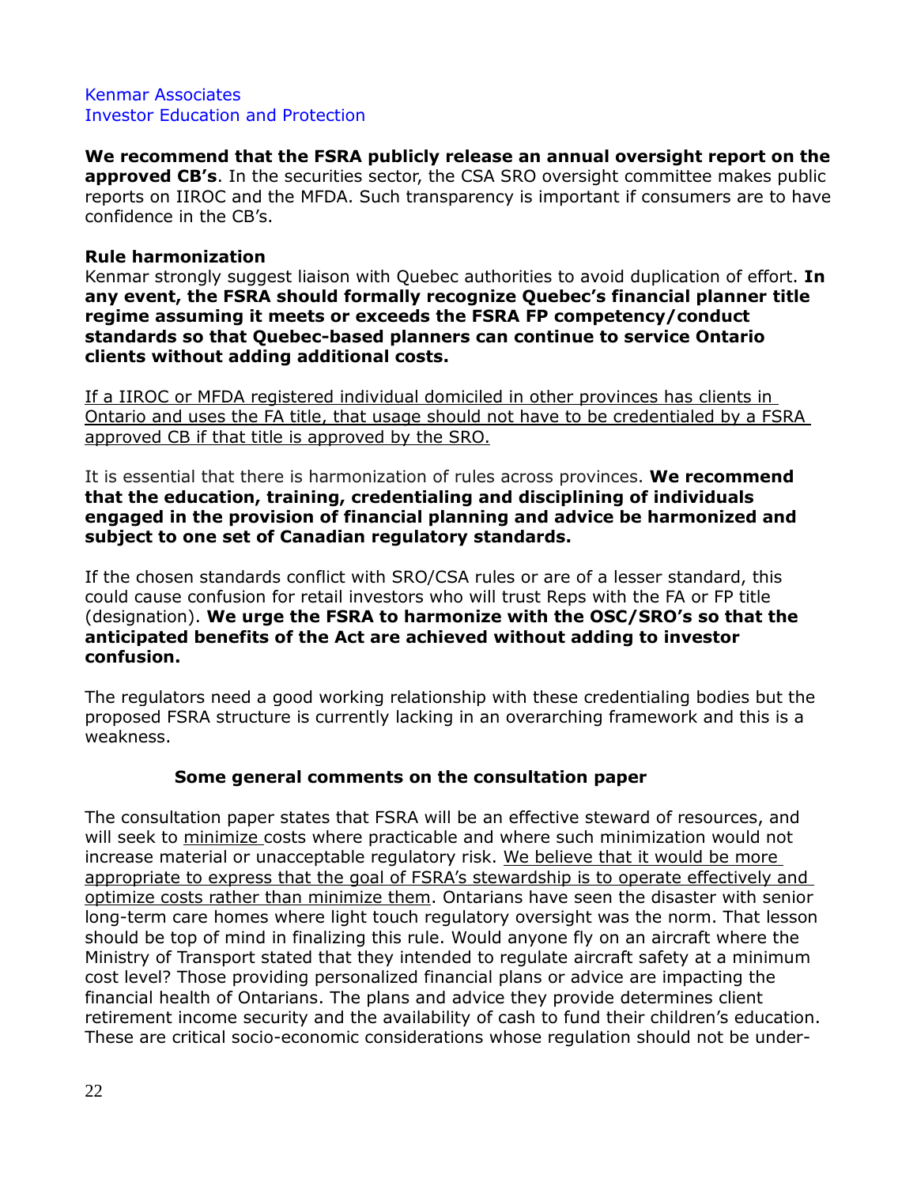Kenmar Associates
Investor Education and Protection

**We recommend that the FSRA publicly release an annual oversight report on the approved CB's**. In the securities sector, the CSA SRO oversight committee makes public reports on IIROC and the MFDA. Such transparency is important if consumers are to have confidence in the CB's.

**Rule harmonization**
Kenmar strongly suggest liaison with Quebec authorities to avoid duplication of effort. **In any event, the FSRA should formally recognize Quebec's financial planner title regime assuming it meets or exceeds the FSRA FP competency/conduct standards so that Quebec-based planners can continue to service Ontario clients without adding additional costs.**

<u>If a IIROC or MFDA registered individual domiciled in other provinces has clients in Ontario and uses the FA title, that usage should not have to be credentialed by a FSRA approved CB if that title is approved by the SRO.</u>

It is essential that there is harmonization of rules across provinces. **We recommend that the education, training, credentialing and disciplining of individuals engaged in the provision of financial planning and advice be harmonized and subject to one set of Canadian regulatory standards.**

If the chosen standards conflict with SRO/CSA rules or are of a lesser standard, this could cause confusion for retail investors who will trust Reps with the FA or FP title (designation). **We urge the FSRA to harmonize with the OSC/SRO's so that the anticipated benefits of the Act are achieved without adding to investor confusion.**

The regulators need a good working relationship with these credentialing bodies but the proposed FSRA structure is currently lacking in an overarching framework and this is a weakness.

**Some general comments on the consultation paper**

The consultation paper states that FSRA will be an effective steward of resources, and will seek to <u>minimize</u> costs where practicable and where such minimization would not increase material or unacceptable regulatory risk. <u>We believe that it would be more appropriate to express that the goal of FSRA's stewardship is to operate effectively and optimize costs rather than minimize them</u>. Ontarians have seen the disaster with senior long-term care homes where light touch regulatory oversight was the norm. That lesson should be top of mind in finalizing this rule. Would anyone fly on an aircraft where the Ministry of Transport stated that they intended to regulate aircraft safety at a minimum cost level? Those providing personalized financial plans or advice are impacting the financial health of Ontarians. The plans and advice they provide determines client retirement income security and the availability of cash to fund their children's education. These are critical socio-economic considerations whose regulation should not be under-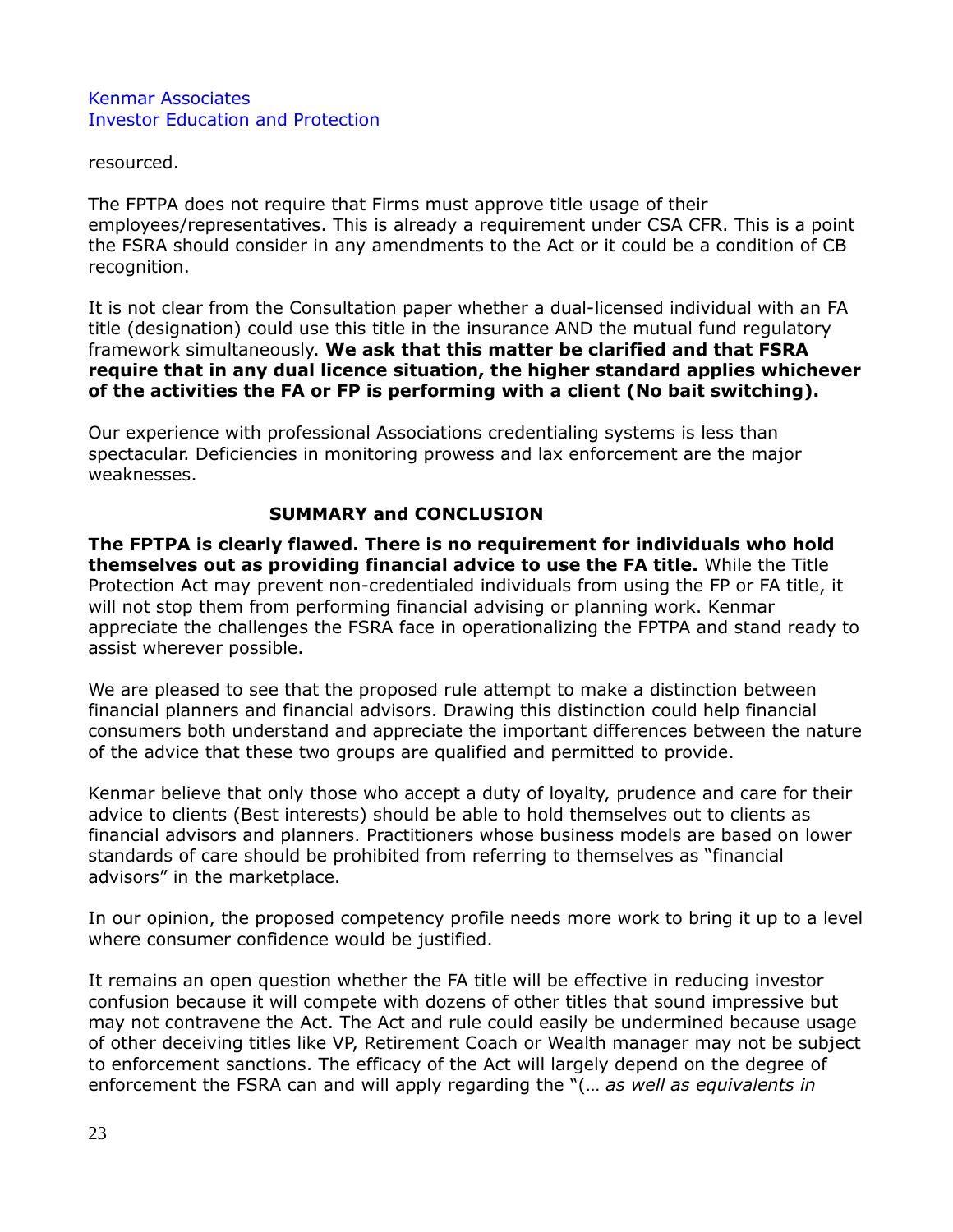resourced.

The FPTPA does not require that Firms must approve title usage of their employees/representatives. This is already a requirement under CSA CFR. This is a point the FSRA should consider in any amendments to the Act or it could be a condition of CB recognition.

It is not clear from the Consultation paper whether a dual-licensed individual with an FA title (designation) could use this title in the insurance AND the mutual fund regulatory framework simultaneously. **We ask that this matter be clarified and that FSRA require that in any dual licence situation, the higher standard applies whichever of the activities the FA or FP is performing with a client (No bait switching).**

Our experience with professional Associations credentialing systems is less than spectacular. Deficiencies in monitoring prowess and lax enforcement are the major weaknesses.

## SUMMARY and CONCLUSION

**The FPTPA is clearly flawed. There is no requirement for individuals who hold themselves out as providing financial advice to use the FA title.** While the Title Protection Act may prevent non-credentialed individuals from using the FP or FA title, it will not stop them from performing financial advising or planning work. Kenmar appreciate the challenges the FSRA face in operationalizing the FPTPA and stand ready to assist wherever possible.

We are pleased to see that the proposed rule attempt to make a distinction between financial planners and financial advisors. Drawing this distinction could help financial consumers both understand and appreciate the important differences between the nature of the advice that these two groups are qualified and permitted to provide.

Kenmar believe that only those who accept a duty of loyalty, prudence and care for their advice to clients (Best interests) should be able to hold themselves out to clients as financial advisors and planners. Practitioners whose business models are based on lower standards of care should be prohibited from referring to themselves as "financial advisors" in the marketplace.

In our opinion, the proposed competency profile needs more work to bring it up to a level where consumer confidence would be justified.

It remains an open question whether the FA title will be effective in reducing investor confusion because it will compete with dozens of other titles that sound impressive but may not contravene the Act. The Act and rule could easily be undermined because usage of other deceiving titles like VP, Retirement Coach or Wealth manager may not be subject to enforcement sanctions. The efficacy of the Act will largely depend on the degree of enforcement the FSRA can and will apply regarding the "(… *as well as equivalents in*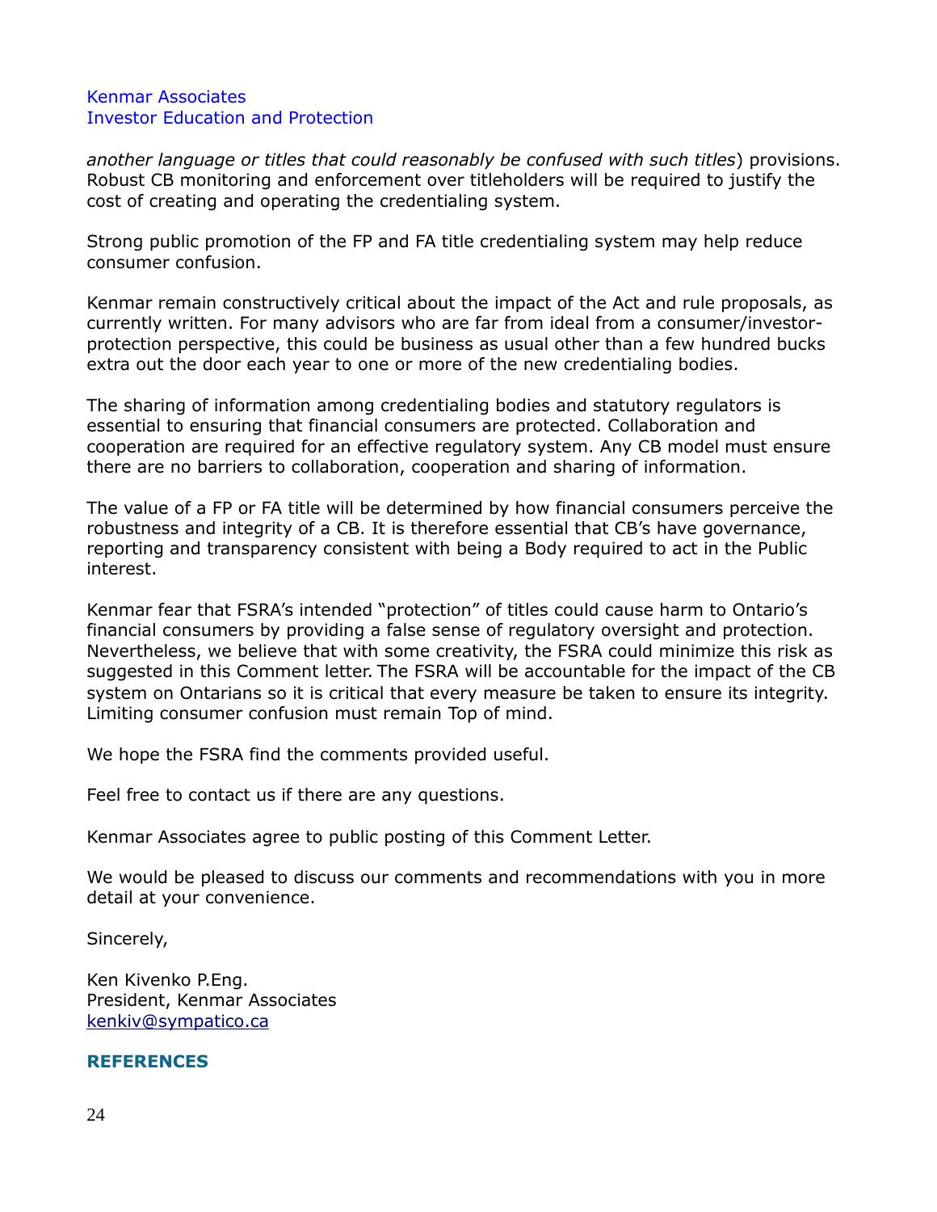*another language or titles that could reasonably be confused with such titles*) provisions. Robust CB monitoring and enforcement over titleholders will be required to justify the cost of creating and operating the credentialing system.

Strong public promotion of the FP and FA title credentialing system may help reduce consumer confusion.

Kenmar remain constructively critical about the impact of the Act and rule proposals, as currently written. For many advisors who are far from ideal from a consumer/investor-protection perspective, this could be business as usual other than a few hundred bucks extra out the door each year to one or more of the new credentialing bodies.

The sharing of information among credentialing bodies and statutory regulators is essential to ensuring that financial consumers are protected. Collaboration and cooperation are required for an effective regulatory system. Any CB model must ensure there are no barriers to collaboration, cooperation and sharing of information.

The value of a FP or FA title will be determined by how financial consumers perceive the robustness and integrity of a CB. It is therefore essential that CB's have governance, reporting and transparency consistent with being a Body required to act in the Public interest.

Kenmar fear that FSRA's intended "protection" of titles could cause harm to Ontario's financial consumers by providing a false sense of regulatory oversight and protection. Nevertheless, we believe that with some creativity, the FSRA could minimize this risk as suggested in this Comment letter. The FSRA will be accountable for the impact of the CB system on Ontarians so it is critical that every measure be taken to ensure its integrity. Limiting consumer confusion must remain Top of mind.

We hope the FSRA find the comments provided useful.

Feel free to contact us if there are any questions.

Kenmar Associates agree to public posting of this Comment Letter.

We would be pleased to discuss our comments and recommendations with you in more detail at your convenience.

Sincerely,

Ken Kivenko P.Eng.
President, Kenmar Associates
kenkiv@sympatico.ca

## REFERENCES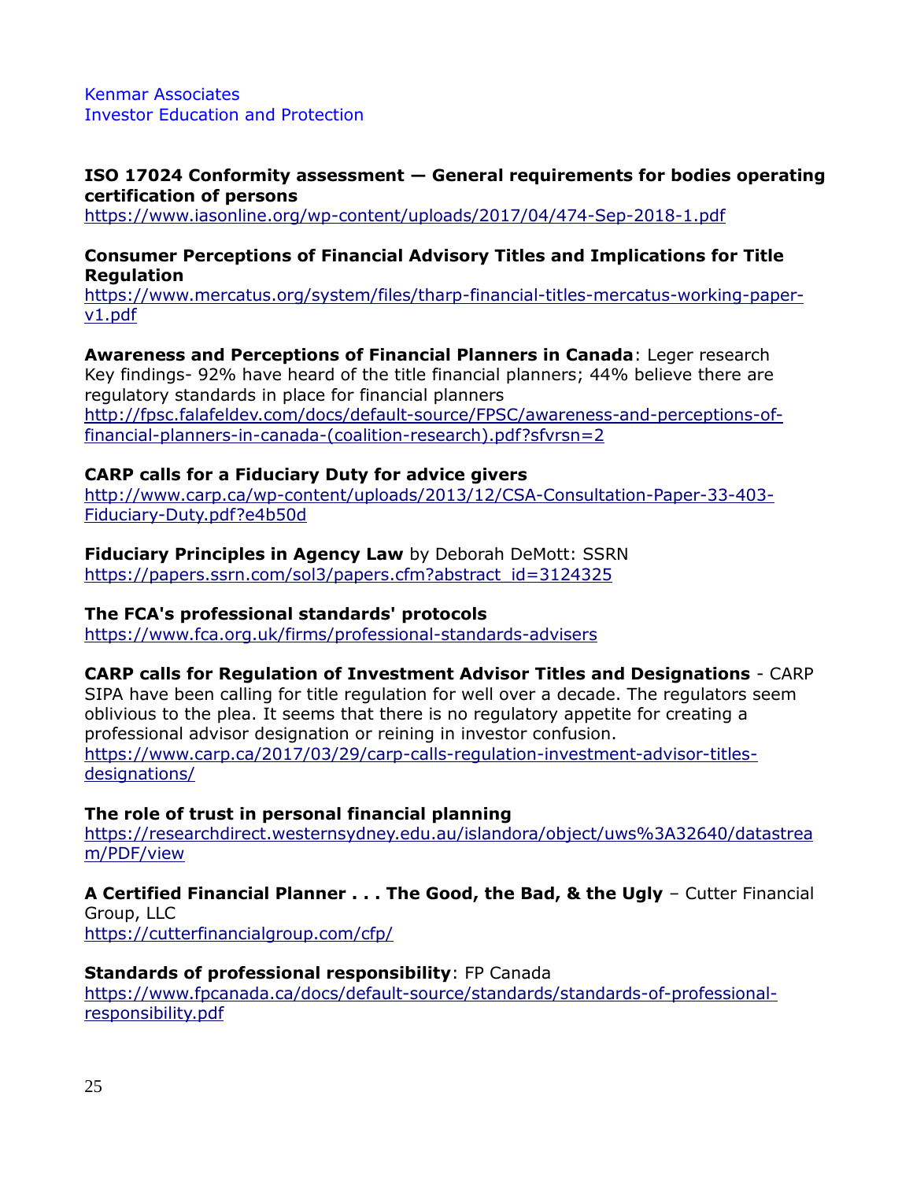Kenmar Associates
Investor Education and Protection

**ISO 17024 Conformity assessment — General requirements for bodies operating certification of persons**
https://www.iasonline.org/wp-content/uploads/2017/04/474-Sep-2018-1.pdf

**Consumer Perceptions of Financial Advisory Titles and Implications for Title Regulation**
https://www.mercatus.org/system/files/tharp-financial-titles-mercatus-working-paper-v1.pdf

**Awareness and Perceptions of Financial Planners in Canada**: Leger research
Key findings- 92% have heard of the title financial planners; 44% believe there are regulatory standards in place for financial planners
http://fpsc.falafeldev.com/docs/default-source/FPSC/awareness-and-perceptions-of-financial-planners-in-canada-(coalition-research).pdf?sfvrsn=2

**CARP calls for a Fiduciary Duty for advice givers**
http://www.carp.ca/wp-content/uploads/2013/12/CSA-Consultation-Paper-33-403-Fiduciary-Duty.pdf?e4b50d

**Fiduciary Principles in Agency Law** by Deborah DeMott: SSRN
https://papers.ssrn.com/sol3/papers.cfm?abstract_id=3124325

**The FCA's professional standards' protocols**
https://www.fca.org.uk/firms/professional-standards-advisers

**CARP calls for Regulation of Investment Advisor Titles and Designations** - CARP SIPA have been calling for title regulation for well over a decade. The regulators seem oblivious to the plea. It seems that there is no regulatory appetite for creating a professional advisor designation or reining in investor confusion.
https://www.carp.ca/2017/03/29/carp-calls-regulation-investment-advisor-titles-designations/

**The role of trust in personal financial planning**
https://researchdirect.westernsydney.edu.au/islandora/object/uws%3A32640/datastream/PDF/view

**A Certified Financial Planner . . . The Good, the Bad, & the Ugly** – Cutter Financial Group, LLC
https://cutterfinancialgroup.com/cfp/

**Standards of professional responsibility**: FP Canada
https://www.fpcanada.ca/docs/default-source/standards/standards-of-professional-responsibility.pdf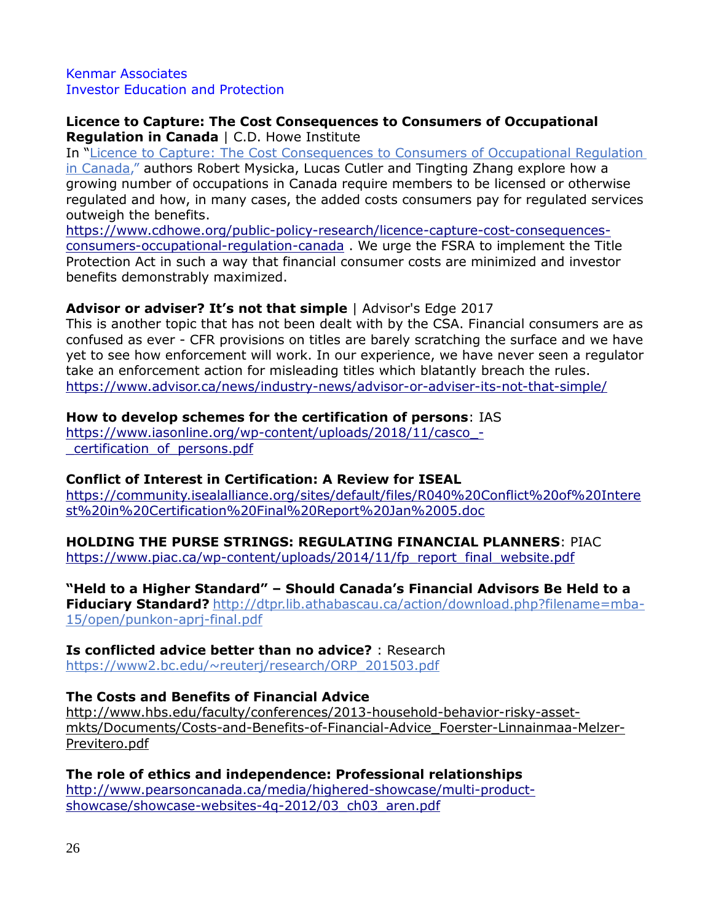Kenmar Associates
Investor Education and Protection

**Licence to Capture: The Cost Consequences to Consumers of Occupational Regulation in Canada** | C.D. Howe Institute
In "Licence to Capture: The Cost Consequences to Consumers of Occupational Regulation in Canada," authors Robert Mysicka, Lucas Cutler and Tingting Zhang explore how a growing number of occupations in Canada require members to be licensed or otherwise regulated and how, in many cases, the added costs consumers pay for regulated services outweigh the benefits.
https://www.cdhowe.org/public-policy-research/licence-capture-cost-consequences-consumers-occupational-regulation-canada . We urge the FSRA to implement the Title Protection Act in such a way that financial consumer costs are minimized and investor benefits demonstrably maximized.

**Advisor or adviser? It's not that simple** | Advisor's Edge 2017
This is another topic that has not been dealt with by the CSA. Financial consumers are as confused as ever - CFR provisions on titles are barely scratching the surface and we have yet to see how enforcement will work. In our experience, we have never seen a regulator take an enforcement action for misleading titles which blatantly breach the rules.
https://www.advisor.ca/news/industry-news/advisor-or-adviser-its-not-that-simple/

**How to develop schemes for the certification of persons**: IAS
https://www.iasonline.org/wp-content/uploads/2018/11/casco_-_certification_of_persons.pdf

**Conflict of Interest in Certification: A Review for ISEAL**
https://community.isealalliance.org/sites/default/files/R040%20Conflict%20of%20Interest%20in%20Certification%20Final%20Report%20Jan%2005.doc

**HOLDING THE PURSE STRINGS: REGULATING FINANCIAL PLANNERS**: PIAC
https://www.piac.ca/wp-content/uploads/2014/11/fp_report_final_website.pdf

**"Held to a Higher Standard" – Should Canada's Financial Advisors Be Held to a Fiduciary Standard?** http://dtpr.lib.athabascau.ca/action/download.php?filename=mba-15/open/punkon-aprj-final.pdf

**Is conflicted advice better than no advice?** : Research
https://www2.bc.edu/~reuterj/research/ORP_201503.pdf

**The Costs and Benefits of Financial Advice**
http://www.hbs.edu/faculty/conferences/2013-household-behavior-risky-asset-mkts/Documents/Costs-and-Benefits-of-Financial-Advice_Foerster-Linnainmaa-Melzer-Previtero.pdf

**The role of ethics and independence: Professional relationships**
http://www.pearsoncanada.ca/media/highered-showcase/multi-product-showcase/showcase-websites-4q-2012/03_ch03_aren.pdf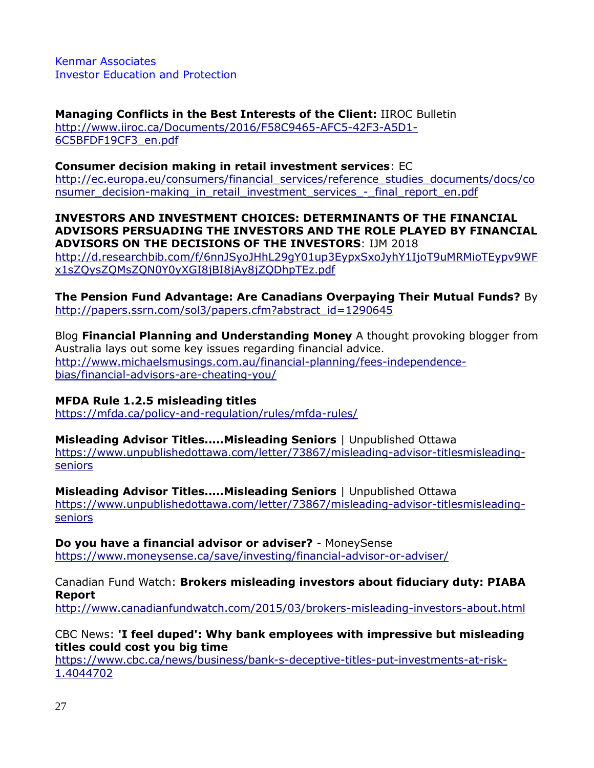Kenmar Associates
Investor Education and Protection

**Managing Conflicts in the Best Interests of the Client:** IIROC Bulletin
http://www.iiroc.ca/Documents/2016/F58C9465-AFC5-42F3-A5D1-6C5BFDF19CF3_en.pdf

**Consumer decision making in retail investment services**: EC
http://ec.europa.eu/consumers/financial_services/reference_studies_documents/docs/consumer_decision-making_in_retail_investment_services_-_final_report_en.pdf

**INVESTORS AND INVESTMENT CHOICES: DETERMINANTS OF THE FINANCIAL ADVISORS PERSUADING THE INVESTORS AND THE ROLE PLAYED BY FINANCIAL ADVISORS ON THE DECISIONS OF THE INVESTORS**: IJM 2018
http://d.researchbib.com/f/6nnJSyoJHhL29gY01up3EypxSxoJyhY1IjoT9uMRMioTEypv9WFx1sZQysZQMsZQN0Y0yXGI8jBI8jAy8jZQDhpTEz.pdf

**The Pension Fund Advantage: Are Canadians Overpaying Their Mutual Funds?** By
http://papers.ssrn.com/sol3/papers.cfm?abstract_id=1290645

Blog **Financial Planning and Understanding Money** A thought provoking blogger from Australia lays out some key issues regarding financial advice.
http://www.michaelsmusings.com.au/financial-planning/fees-independence-bias/financial-advisors-are-cheating-you/

**MFDA Rule 1.2.5 misleading titles**
https://mfda.ca/policy-and-regulation/rules/mfda-rules/

**Misleading Advisor Titles.....Misleading Seniors** | Unpublished Ottawa
https://www.unpublishedottawa.com/letter/73867/misleading-advisor-titlesmisleading-seniors

**Misleading Advisor Titles.....Misleading Seniors** | Unpublished Ottawa
https://www.unpublishedottawa.com/letter/73867/misleading-advisor-titlesmisleading-seniors

**Do you have a financial advisor or adviser?** - MoneySense
https://www.moneysense.ca/save/investing/financial-advisor-or-adviser/

Canadian Fund Watch: **Brokers misleading investors about fiduciary duty: PIABA Report**
http://www.canadianfundwatch.com/2015/03/brokers-misleading-investors-about.html

CBC News: **'I feel duped': Why bank employees with impressive but misleading titles could cost you big time**
https://www.cbc.ca/news/business/bank-s-deceptive-titles-put-investments-at-risk-1.4044702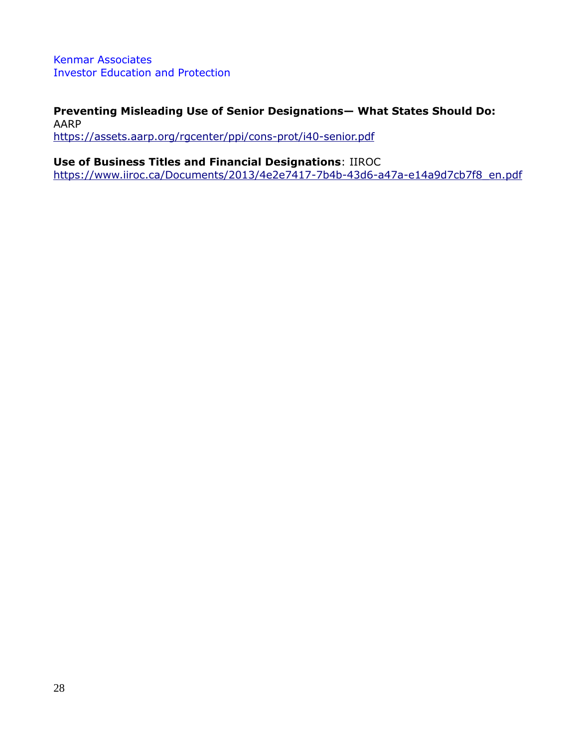Kenmar Associates
Investor Education and Protection

**Preventing Misleading Use of Senior Designations— What States Should Do:**
AARP
https://assets.aarp.org/rgcenter/ppi/cons-prot/i40-senior.pdf

**Use of Business Titles and Financial Designations**: IIROC
https://www.iiroc.ca/Documents/2013/4e2e7417-7b4b-43d6-a47a-e14a9d7cb7f8_en.pdf